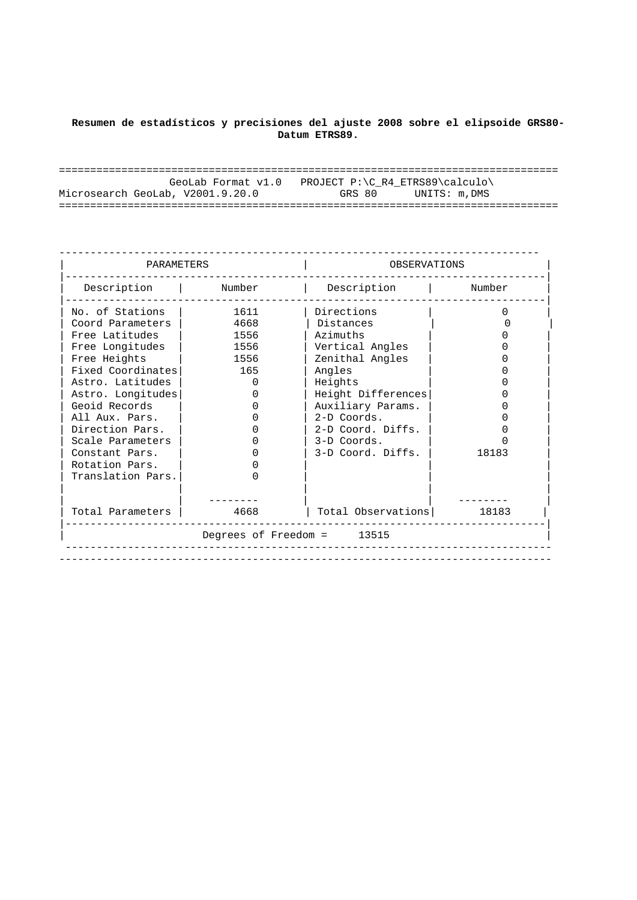**Resumen de estadísticos y precisiones del ajuste 2008 sobre el elipsoide GRS80-Datum ETRS89.**

```
================================================================================
                  GeoLab Format v1.0   PROJECT P:\C_R4_ETRS89\calculo\
Microsearch GeoLab, V2001.9.20.0            GRS 80      UNITS: m,DMS
================================================================================
```

| PARAMETERS | | OBSERVATIONS | |
|---|---|---|---|
| Description | Number | Description | Number |
| No. of Stations | 1611 | Directions | 0 |
| Coord Parameters | 4668 | Distances | 0 |
| Free Latitudes | 1556 | Azimuths | 0 |
| Free Longitudes | 1556 | Vertical Angles | 0 |
| Free Heights | 1556 | Zenithal Angles | 0 |
| Fixed Coordinates | 165 | Angles | 0 |
| Astro. Latitudes | 0 | Heights | 0 |
| Astro. Longitudes | 0 | Height Differences | 0 |
| Geoid Records | 0 | Auxiliary Params. | 0 |
| All Aux. Pars. | 0 | 2-D Coords. | 0 |
| Direction Pars. | 0 | 2-D Coord. Diffs. | 0 |
| Scale Parameters | 0 | 3-D Coords. | 0 |
| Constant Pars. | 0 | 3-D Coord. Diffs. | 18183 |
| Rotation Pars. | 0 | | |
| Translation Pars. | 0 | | |
| Total Parameters | 4668 | Total Observations | 18183 |
| Degrees of Freedom = 13515 | | | |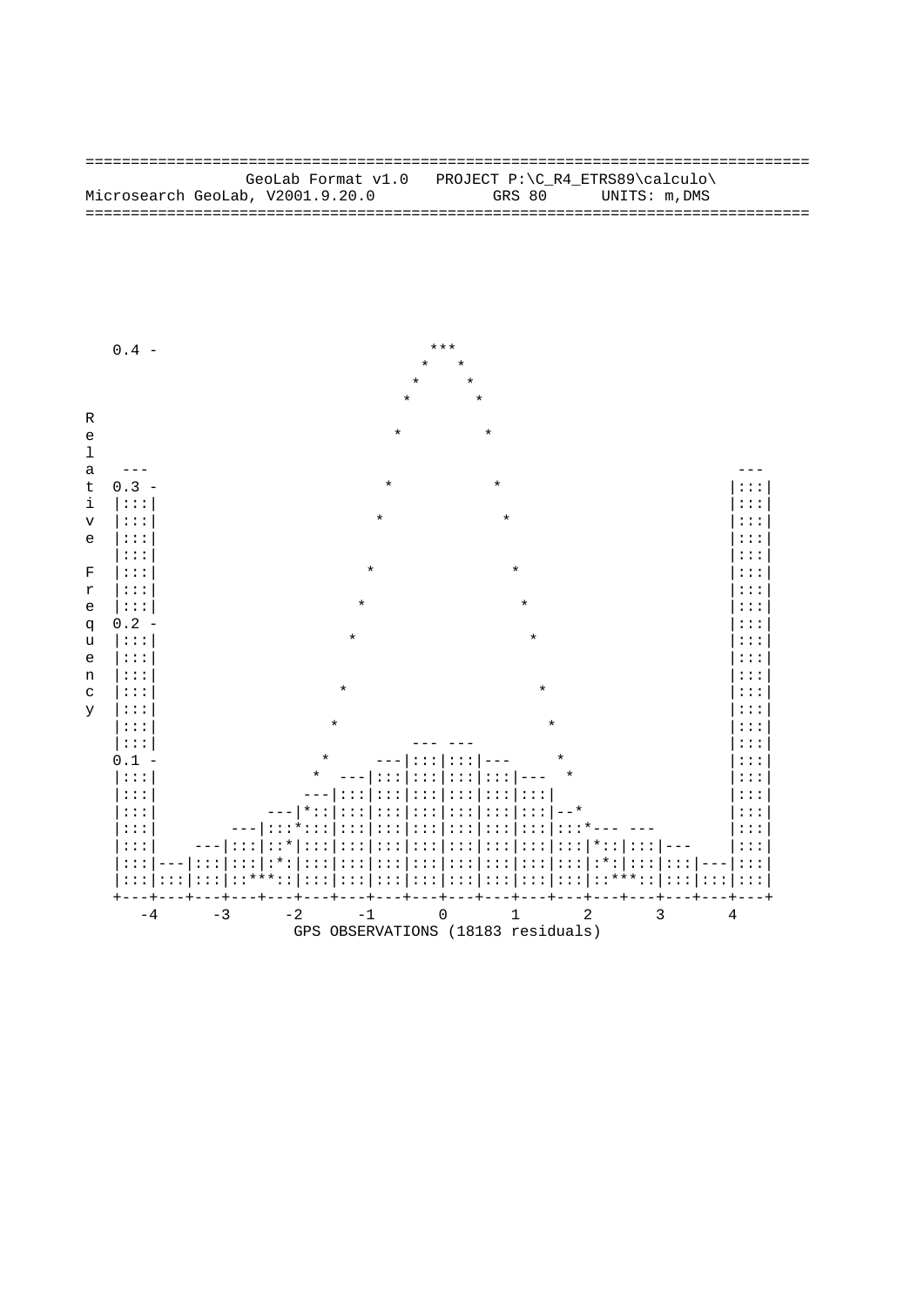```
    0.4 -                         ***
                                 *   *
                                *     *
                               *       *
R
e                             *         *
l
a   ---                                                                  ---
t  0.3 -                     *           *                              |:::|
i  |:::|                                                                |:::|
v  |:::|                    *             *                             |:::|
e  |:::|                                                                |:::|
   |:::|                                                                |:::|
F  |:::|                   *               *                            |:::|
r  |:::|                                                                |:::|
e  |:::|                  *                 *                           |:::|
q  0.2 -                                                                |:::|
u  |:::|                 *                   *                          |:::|
e  |:::|                                                                |:::|
n  |:::|                                                                |:::|
c  |:::|                *                     *                         |:::|
y  |:::|                                                                |:::|
   |:::|               *                       *                        |:::|
   |:::|                          --- ---                               |:::|
   0.1 -              *     ---|:::|:::|---     *                       |:::|
   |:::|             *  ---|:::|:::|:::|:::|---  *                      |:::|
   |:::|            ---|:::|:::|:::|:::|:::|:::|                        |:::|
   |:::|        ---|*::|:::|:::|:::|:::|:::|:::|--*                     |:::|
   |:::|    ---|:::*:::|:::|:::|:::|:::|:::|:::|:::*--- ---             |:::|
   |:::|---|:::|:::|::*|:::|:::|:::|:::|:::|:::|:::|:::|*::|:::|---     |:::|
   |:::|---|:::|:::|:*:|:::|:::|:::|:::|:::|:::|:::|:::|:*:|:::|:::|---|:::|
   |:::|:::|:::|:::|::***::|:::|:::|:::|:::|:::|:::|:::|::***::|:::|:::|:::|
   +---+---+---+---+---+---+---+---+---+---+---+---+---+---+---+---+---+---+
     -4      -3      -2      -1       0       1       2       3       4
                        GPS OBSERVATIONS (18183 residuals)
```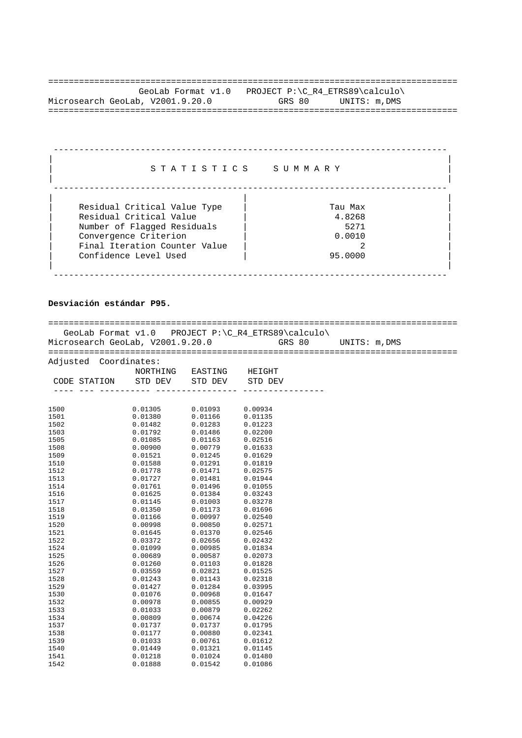```
================================================================================
              GeoLab Format v1.0   PROJECT P:\C_R4_ETRS89\calculo\
Microsearch GeoLab, V2001.9.20.0           GRS 80      UNITS: m,DMS
================================================================================
```

| STATISTICS SUMMARY | |
|---|---|
| Residual Critical Value Type | Tau Max |
| Residual Critical Value | 4.8268 |
| Number of Flagged Residuals | 5271 |
| Convergence Criterion | 0.0010 |
| Final Iteration Counter Value | 2 |
| Confidence Level Used | 95.0000 |

**Desviación estándar P95.**

```
================================================================================
   GeoLab Format v1.0   PROJECT P:\C_R4_ETRS89\calculo\
Microsearch GeoLab, V2001.9.20.0           GRS 80      UNITS: m,DMS
================================================================================
```

Adjusted Coordinates:

| CODE STATION | NORTHING STD DEV | EASTING STD DEV | HEIGHT STD DEV |
|---|---|---|---|
| 1500 | 0.01305 | 0.01093 | 0.00934 |
| 1501 | 0.01380 | 0.01166 | 0.01135 |
| 1502 | 0.01482 | 0.01283 | 0.01223 |
| 1503 | 0.01792 | 0.01486 | 0.02200 |
| 1505 | 0.01085 | 0.01163 | 0.02516 |
| 1508 | 0.00900 | 0.00779 | 0.01633 |
| 1509 | 0.01521 | 0.01245 | 0.01629 |
| 1510 | 0.01588 | 0.01291 | 0.01819 |
| 1512 | 0.01778 | 0.01471 | 0.02575 |
| 1513 | 0.01727 | 0.01481 | 0.01944 |
| 1514 | 0.01761 | 0.01496 | 0.01055 |
| 1516 | 0.01625 | 0.01384 | 0.03243 |
| 1517 | 0.01145 | 0.01003 | 0.03278 |
| 1518 | 0.01350 | 0.01173 | 0.01696 |
| 1519 | 0.01166 | 0.00997 | 0.02540 |
| 1520 | 0.00998 | 0.00850 | 0.02571 |
| 1521 | 0.01645 | 0.01370 | 0.02546 |
| 1522 | 0.03372 | 0.02656 | 0.02432 |
| 1524 | 0.01099 | 0.00985 | 0.01834 |
| 1525 | 0.00689 | 0.00587 | 0.02073 |
| 1526 | 0.01260 | 0.01103 | 0.01828 |
| 1527 | 0.03559 | 0.02821 | 0.01525 |
| 1528 | 0.01243 | 0.01143 | 0.02318 |
| 1529 | 0.01427 | 0.01284 | 0.03995 |
| 1530 | 0.01076 | 0.00968 | 0.01647 |
| 1532 | 0.00978 | 0.00855 | 0.00929 |
| 1533 | 0.01033 | 0.00879 | 0.02262 |
| 1534 | 0.00809 | 0.00674 | 0.04226 |
| 1537 | 0.01737 | 0.01737 | 0.01795 |
| 1538 | 0.01177 | 0.00880 | 0.02341 |
| 1539 | 0.01033 | 0.00761 | 0.01612 |
| 1540 | 0.01449 | 0.01321 | 0.01145 |
| 1541 | 0.01218 | 0.01024 | 0.01480 |
| 1542 | 0.01888 | 0.01542 | 0.01086 |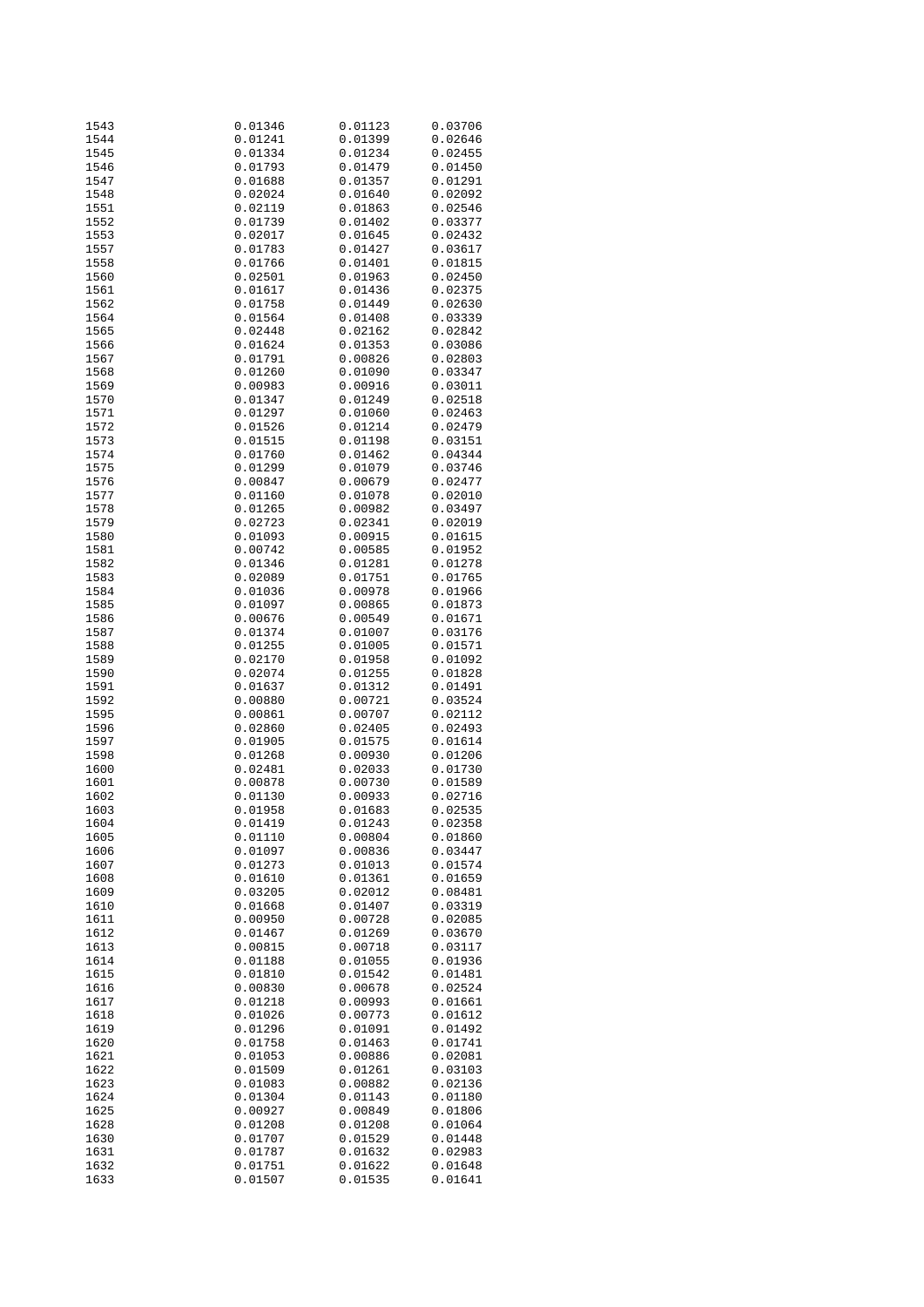| | | | |
|---|---|---|---|
| 1543 | 0.01346 | 0.01123 | 0.03706 |
| 1544 | 0.01241 | 0.01399 | 0.02646 |
| 1545 | 0.01334 | 0.01234 | 0.02455 |
| 1546 | 0.01793 | 0.01479 | 0.01450 |
| 1547 | 0.01688 | 0.01357 | 0.01291 |
| 1548 | 0.02024 | 0.01640 | 0.02092 |
| 1551 | 0.02119 | 0.01863 | 0.02546 |
| 1552 | 0.01739 | 0.01402 | 0.03377 |
| 1553 | 0.02017 | 0.01645 | 0.02432 |
| 1557 | 0.01783 | 0.01427 | 0.03617 |
| 1558 | 0.01766 | 0.01401 | 0.01815 |
| 1560 | 0.02501 | 0.01963 | 0.02450 |
| 1561 | 0.01617 | 0.01436 | 0.02375 |
| 1562 | 0.01758 | 0.01449 | 0.02630 |
| 1564 | 0.01564 | 0.01408 | 0.03339 |
| 1565 | 0.02448 | 0.02162 | 0.02842 |
| 1566 | 0.01624 | 0.01353 | 0.03086 |
| 1567 | 0.01791 | 0.00826 | 0.02803 |
| 1568 | 0.01260 | 0.01090 | 0.03347 |
| 1569 | 0.00983 | 0.00916 | 0.03011 |
| 1570 | 0.01347 | 0.01249 | 0.02518 |
| 1571 | 0.01297 | 0.01060 | 0.02463 |
| 1572 | 0.01526 | 0.01214 | 0.02479 |
| 1573 | 0.01515 | 0.01198 | 0.03151 |
| 1574 | 0.01760 | 0.01462 | 0.04344 |
| 1575 | 0.01299 | 0.01079 | 0.03746 |
| 1576 | 0.00847 | 0.00679 | 0.02477 |
| 1577 | 0.01160 | 0.01078 | 0.02010 |
| 1578 | 0.01265 | 0.00982 | 0.03497 |
| 1579 | 0.02723 | 0.02341 | 0.02019 |
| 1580 | 0.01093 | 0.00915 | 0.01615 |
| 1581 | 0.00742 | 0.00585 | 0.01952 |
| 1582 | 0.01346 | 0.01281 | 0.01278 |
| 1583 | 0.02089 | 0.01751 | 0.01765 |
| 1584 | 0.01036 | 0.00978 | 0.01966 |
| 1585 | 0.01097 | 0.00865 | 0.01873 |
| 1586 | 0.00676 | 0.00549 | 0.01671 |
| 1587 | 0.01374 | 0.01007 | 0.03176 |
| 1588 | 0.01255 | 0.01005 | 0.01571 |
| 1589 | 0.02170 | 0.01958 | 0.01092 |
| 1590 | 0.02074 | 0.01255 | 0.01828 |
| 1591 | 0.01637 | 0.01312 | 0.01491 |
| 1592 | 0.00880 | 0.00721 | 0.03524 |
| 1595 | 0.00861 | 0.00707 | 0.02112 |
| 1596 | 0.02860 | 0.02405 | 0.02493 |
| 1597 | 0.01905 | 0.01575 | 0.01614 |
| 1598 | 0.01268 | 0.00930 | 0.01206 |
| 1600 | 0.02481 | 0.02033 | 0.01730 |
| 1601 | 0.00878 | 0.00730 | 0.01589 |
| 1602 | 0.01130 | 0.00933 | 0.02716 |
| 1603 | 0.01958 | 0.01683 | 0.02535 |
| 1604 | 0.01419 | 0.01243 | 0.02358 |
| 1605 | 0.01110 | 0.00804 | 0.01860 |
| 1606 | 0.01097 | 0.00836 | 0.03447 |
| 1607 | 0.01273 | 0.01013 | 0.01574 |
| 1608 | 0.01610 | 0.01361 | 0.01659 |
| 1609 | 0.03205 | 0.02012 | 0.08481 |
| 1610 | 0.01668 | 0.01407 | 0.03319 |
| 1611 | 0.00950 | 0.00728 | 0.02085 |
| 1612 | 0.01467 | 0.01269 | 0.03670 |
| 1613 | 0.00815 | 0.00718 | 0.03117 |
| 1614 | 0.01188 | 0.01055 | 0.01936 |
| 1615 | 0.01810 | 0.01542 | 0.01481 |
| 1616 | 0.00830 | 0.00678 | 0.02524 |
| 1617 | 0.01218 | 0.00993 | 0.01661 |
| 1618 | 0.01026 | 0.00773 | 0.01612 |
| 1619 | 0.01296 | 0.01091 | 0.01492 |
| 1620 | 0.01758 | 0.01463 | 0.01741 |
| 1621 | 0.01053 | 0.00886 | 0.02081 |
| 1622 | 0.01509 | 0.01261 | 0.03103 |
| 1623 | 0.01083 | 0.00882 | 0.02136 |
| 1624 | 0.01304 | 0.01143 | 0.01180 |
| 1625 | 0.00927 | 0.00849 | 0.01806 |
| 1628 | 0.01208 | 0.01208 | 0.01064 |
| 1630 | 0.01707 | 0.01529 | 0.01448 |
| 1631 | 0.01787 | 0.01632 | 0.02983 |
| 1632 | 0.01751 | 0.01622 | 0.01648 |
| 1633 | 0.01507 | 0.01535 | 0.01641 |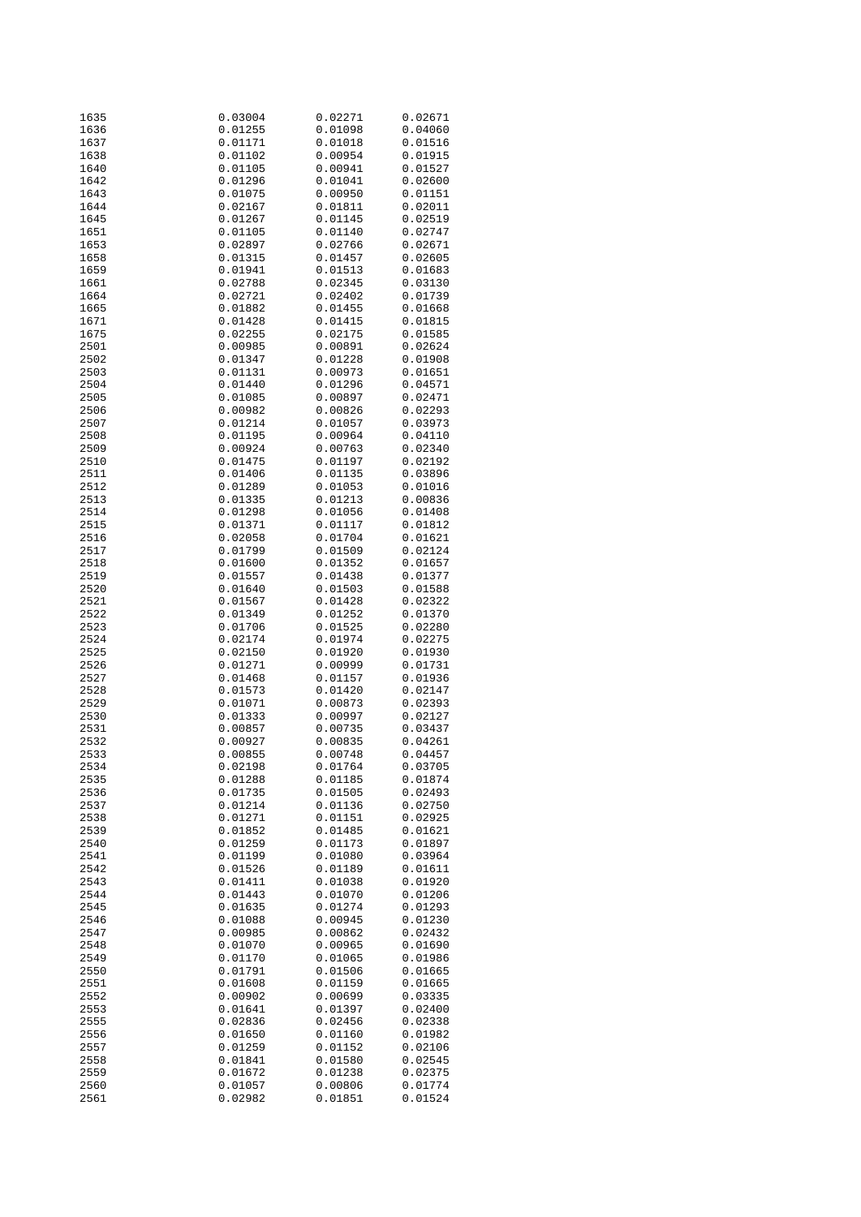| | | | |
|---|---|---|---|
| 1635 | 0.03004 | 0.02271 | 0.02671 |
| 1636 | 0.01255 | 0.01098 | 0.04060 |
| 1637 | 0.01171 | 0.01018 | 0.01516 |
| 1638 | 0.01102 | 0.00954 | 0.01915 |
| 1640 | 0.01105 | 0.00941 | 0.01527 |
| 1642 | 0.01296 | 0.01041 | 0.02600 |
| 1643 | 0.01075 | 0.00950 | 0.01151 |
| 1644 | 0.02167 | 0.01811 | 0.02011 |
| 1645 | 0.01267 | 0.01145 | 0.02519 |
| 1651 | 0.01105 | 0.01140 | 0.02747 |
| 1653 | 0.02897 | 0.02766 | 0.02671 |
| 1658 | 0.01315 | 0.01457 | 0.02605 |
| 1659 | 0.01941 | 0.01513 | 0.01683 |
| 1661 | 0.02788 | 0.02345 | 0.03130 |
| 1664 | 0.02721 | 0.02402 | 0.01739 |
| 1665 | 0.01882 | 0.01455 | 0.01668 |
| 1671 | 0.01428 | 0.01415 | 0.01815 |
| 1675 | 0.02255 | 0.02175 | 0.01585 |
| 2501 | 0.00985 | 0.00891 | 0.02624 |
| 2502 | 0.01347 | 0.01228 | 0.01908 |
| 2503 | 0.01131 | 0.00973 | 0.01651 |
| 2504 | 0.01440 | 0.01296 | 0.04571 |
| 2505 | 0.01085 | 0.00897 | 0.02471 |
| 2506 | 0.00982 | 0.00826 | 0.02293 |
| 2507 | 0.01214 | 0.01057 | 0.03973 |
| 2508 | 0.01195 | 0.00964 | 0.04110 |
| 2509 | 0.00924 | 0.00763 | 0.02340 |
| 2510 | 0.01475 | 0.01197 | 0.02192 |
| 2511 | 0.01406 | 0.01135 | 0.03896 |
| 2512 | 0.01289 | 0.01053 | 0.01016 |
| 2513 | 0.01335 | 0.01213 | 0.00836 |
| 2514 | 0.01298 | 0.01056 | 0.01408 |
| 2515 | 0.01371 | 0.01117 | 0.01812 |
| 2516 | 0.02058 | 0.01704 | 0.01621 |
| 2517 | 0.01799 | 0.01509 | 0.02124 |
| 2518 | 0.01600 | 0.01352 | 0.01657 |
| 2519 | 0.01557 | 0.01438 | 0.01377 |
| 2520 | 0.01640 | 0.01503 | 0.01588 |
| 2521 | 0.01567 | 0.01428 | 0.02322 |
| 2522 | 0.01349 | 0.01252 | 0.01370 |
| 2523 | 0.01706 | 0.01525 | 0.02280 |
| 2524 | 0.02174 | 0.01974 | 0.02275 |
| 2525 | 0.02150 | 0.01920 | 0.01930 |
| 2526 | 0.01271 | 0.00999 | 0.01731 |
| 2527 | 0.01468 | 0.01157 | 0.01936 |
| 2528 | 0.01573 | 0.01420 | 0.02147 |
| 2529 | 0.01071 | 0.00873 | 0.02393 |
| 2530 | 0.01333 | 0.00997 | 0.02127 |
| 2531 | 0.00857 | 0.00735 | 0.03437 |
| 2532 | 0.00927 | 0.00835 | 0.04261 |
| 2533 | 0.00855 | 0.00748 | 0.04457 |
| 2534 | 0.02198 | 0.01764 | 0.03705 |
| 2535 | 0.01288 | 0.01185 | 0.01874 |
| 2536 | 0.01735 | 0.01505 | 0.02493 |
| 2537 | 0.01214 | 0.01136 | 0.02750 |
| 2538 | 0.01271 | 0.01151 | 0.02925 |
| 2539 | 0.01852 | 0.01485 | 0.01621 |
| 2540 | 0.01259 | 0.01173 | 0.01897 |
| 2541 | 0.01199 | 0.01080 | 0.03964 |
| 2542 | 0.01526 | 0.01189 | 0.01611 |
| 2543 | 0.01411 | 0.01038 | 0.01920 |
| 2544 | 0.01443 | 0.01070 | 0.01206 |
| 2545 | 0.01635 | 0.01274 | 0.01293 |
| 2546 | 0.01088 | 0.00945 | 0.01230 |
| 2547 | 0.00985 | 0.00862 | 0.02432 |
| 2548 | 0.01070 | 0.00965 | 0.01690 |
| 2549 | 0.01170 | 0.01065 | 0.01986 |
| 2550 | 0.01791 | 0.01506 | 0.01665 |
| 2551 | 0.01608 | 0.01159 | 0.01665 |
| 2552 | 0.00902 | 0.00699 | 0.03335 |
| 2553 | 0.01641 | 0.01397 | 0.02400 |
| 2555 | 0.02836 | 0.02456 | 0.02338 |
| 2556 | 0.01650 | 0.01160 | 0.01982 |
| 2557 | 0.01259 | 0.01152 | 0.02106 |
| 2558 | 0.01841 | 0.01580 | 0.02545 |
| 2559 | 0.01672 | 0.01238 | 0.02375 |
| 2560 | 0.01057 | 0.00806 | 0.01774 |
| 2561 | 0.02982 | 0.01851 | 0.01524 |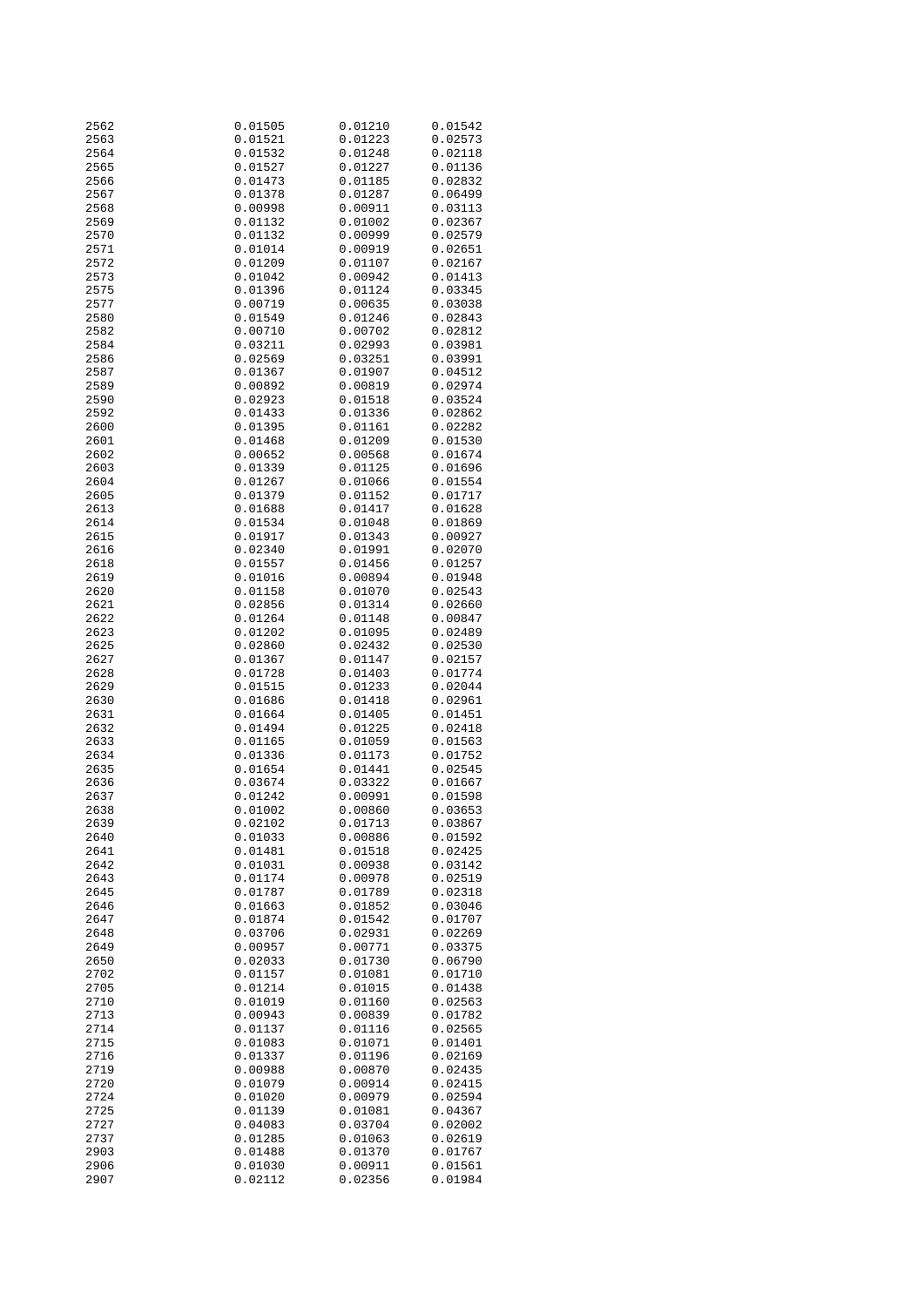| | | | |
|---|---|---|---|
| 2562 | 0.01505 | 0.01210 | 0.01542 |
| 2563 | 0.01521 | 0.01223 | 0.02573 |
| 2564 | 0.01532 | 0.01248 | 0.02118 |
| 2565 | 0.01527 | 0.01227 | 0.01136 |
| 2566 | 0.01473 | 0.01185 | 0.02832 |
| 2567 | 0.01378 | 0.01287 | 0.06499 |
| 2568 | 0.00998 | 0.00911 | 0.03113 |
| 2569 | 0.01132 | 0.01002 | 0.02367 |
| 2570 | 0.01132 | 0.00999 | 0.02579 |
| 2571 | 0.01014 | 0.00919 | 0.02651 |
| 2572 | 0.01209 | 0.01107 | 0.02167 |
| 2573 | 0.01042 | 0.00942 | 0.01413 |
| 2575 | 0.01396 | 0.01124 | 0.03345 |
| 2577 | 0.00719 | 0.00635 | 0.03038 |
| 2580 | 0.01549 | 0.01246 | 0.02843 |
| 2582 | 0.00710 | 0.00702 | 0.02812 |
| 2584 | 0.03211 | 0.02993 | 0.03981 |
| 2586 | 0.02569 | 0.03251 | 0.03991 |
| 2587 | 0.01367 | 0.01907 | 0.04512 |
| 2589 | 0.00892 | 0.00819 | 0.02974 |
| 2590 | 0.02923 | 0.01518 | 0.03524 |
| 2592 | 0.01433 | 0.01336 | 0.02862 |
| 2600 | 0.01395 | 0.01161 | 0.02282 |
| 2601 | 0.01468 | 0.01209 | 0.01530 |
| 2602 | 0.00652 | 0.00568 | 0.01674 |
| 2603 | 0.01339 | 0.01125 | 0.01696 |
| 2604 | 0.01267 | 0.01066 | 0.01554 |
| 2605 | 0.01379 | 0.01152 | 0.01717 |
| 2613 | 0.01688 | 0.01417 | 0.01628 |
| 2614 | 0.01534 | 0.01048 | 0.01869 |
| 2615 | 0.01917 | 0.01343 | 0.00927 |
| 2616 | 0.02340 | 0.01991 | 0.02070 |
| 2618 | 0.01557 | 0.01456 | 0.01257 |
| 2619 | 0.01016 | 0.00894 | 0.01948 |
| 2620 | 0.01158 | 0.01070 | 0.02543 |
| 2621 | 0.02856 | 0.01314 | 0.02660 |
| 2622 | 0.01264 | 0.01148 | 0.00847 |
| 2623 | 0.01202 | 0.01095 | 0.02489 |
| 2625 | 0.02860 | 0.02432 | 0.02530 |
| 2627 | 0.01367 | 0.01147 | 0.02157 |
| 2628 | 0.01728 | 0.01403 | 0.01774 |
| 2629 | 0.01515 | 0.01233 | 0.02044 |
| 2630 | 0.01686 | 0.01418 | 0.02961 |
| 2631 | 0.01664 | 0.01405 | 0.01451 |
| 2632 | 0.01494 | 0.01225 | 0.02418 |
| 2633 | 0.01165 | 0.01059 | 0.01563 |
| 2634 | 0.01336 | 0.01173 | 0.01752 |
| 2635 | 0.01654 | 0.01441 | 0.02545 |
| 2636 | 0.03674 | 0.03322 | 0.01667 |
| 2637 | 0.01242 | 0.00991 | 0.01598 |
| 2638 | 0.01002 | 0.00860 | 0.03653 |
| 2639 | 0.02102 | 0.01713 | 0.03867 |
| 2640 | 0.01033 | 0.00886 | 0.01592 |
| 2641 | 0.01481 | 0.01518 | 0.02425 |
| 2642 | 0.01031 | 0.00938 | 0.03142 |
| 2643 | 0.01174 | 0.00978 | 0.02519 |
| 2645 | 0.01787 | 0.01789 | 0.02318 |
| 2646 | 0.01663 | 0.01852 | 0.03046 |
| 2647 | 0.01874 | 0.01542 | 0.01707 |
| 2648 | 0.03706 | 0.02931 | 0.02269 |
| 2649 | 0.00957 | 0.00771 | 0.03375 |
| 2650 | 0.02033 | 0.01730 | 0.06790 |
| 2702 | 0.01157 | 0.01081 | 0.01710 |
| 2705 | 0.01214 | 0.01015 | 0.01438 |
| 2710 | 0.01019 | 0.01160 | 0.02563 |
| 2713 | 0.00943 | 0.00839 | 0.01782 |
| 2714 | 0.01137 | 0.01116 | 0.02565 |
| 2715 | 0.01083 | 0.01071 | 0.01401 |
| 2716 | 0.01337 | 0.01196 | 0.02169 |
| 2719 | 0.00988 | 0.00870 | 0.02435 |
| 2720 | 0.01079 | 0.00914 | 0.02415 |
| 2724 | 0.01020 | 0.00979 | 0.02594 |
| 2725 | 0.01139 | 0.01081 | 0.04367 |
| 2727 | 0.04083 | 0.03704 | 0.02002 |
| 2737 | 0.01285 | 0.01063 | 0.02619 |
| 2903 | 0.01488 | 0.01370 | 0.01767 |
| 2906 | 0.01030 | 0.00911 | 0.01561 |
| 2907 | 0.02112 | 0.02356 | 0.01984 |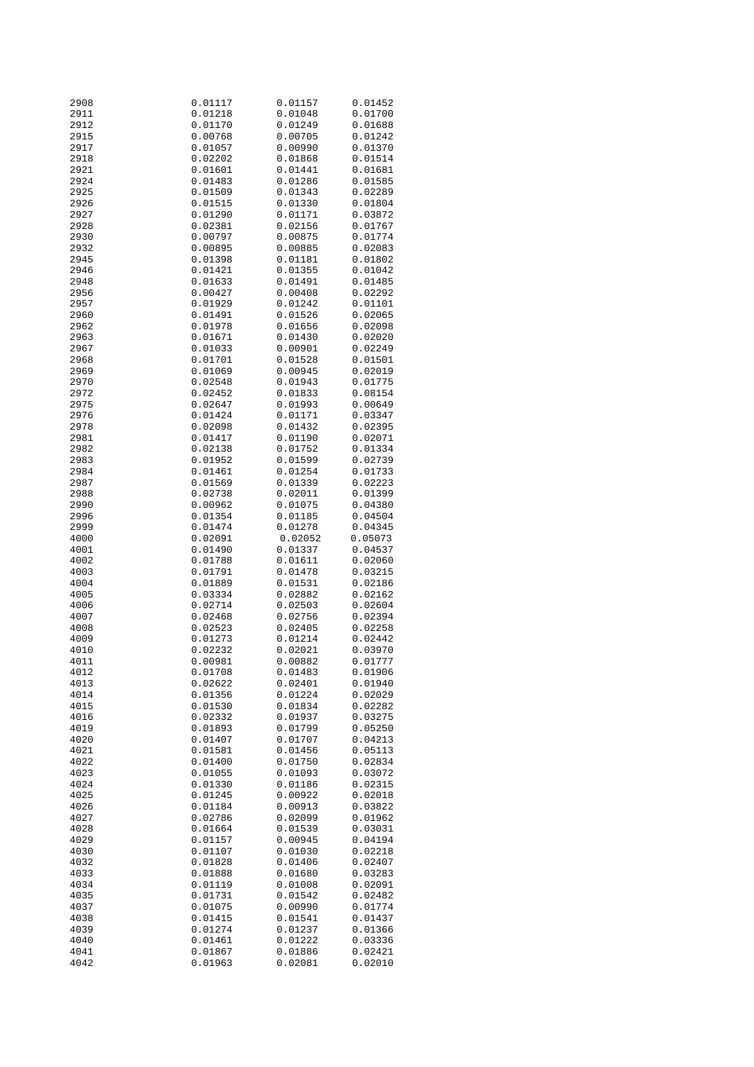| | | | |
|---|---|---|---|
| 2908 | 0.01117 | 0.01157 | 0.01452 |
| 2911 | 0.01218 | 0.01048 | 0.01700 |
| 2912 | 0.01170 | 0.01249 | 0.01688 |
| 2915 | 0.00768 | 0.00705 | 0.01242 |
| 2917 | 0.01057 | 0.00990 | 0.01370 |
| 2918 | 0.02202 | 0.01868 | 0.01514 |
| 2921 | 0.01601 | 0.01441 | 0.01681 |
| 2924 | 0.01483 | 0.01286 | 0.01585 |
| 2925 | 0.01509 | 0.01343 | 0.02289 |
| 2926 | 0.01515 | 0.01330 | 0.01804 |
| 2927 | 0.01290 | 0.01171 | 0.03872 |
| 2928 | 0.02381 | 0.02156 | 0.01767 |
| 2930 | 0.00797 | 0.00875 | 0.01774 |
| 2932 | 0.00895 | 0.00885 | 0.02083 |
| 2945 | 0.01398 | 0.01181 | 0.01802 |
| 2946 | 0.01421 | 0.01355 | 0.01042 |
| 2948 | 0.01633 | 0.01491 | 0.01485 |
| 2956 | 0.00427 | 0.00408 | 0.02292 |
| 2957 | 0.01929 | 0.01242 | 0.01101 |
| 2960 | 0.01491 | 0.01526 | 0.02065 |
| 2962 | 0.01978 | 0.01656 | 0.02098 |
| 2963 | 0.01671 | 0.01430 | 0.02020 |
| 2967 | 0.01033 | 0.00901 | 0.02249 |
| 2968 | 0.01701 | 0.01528 | 0.01501 |
| 2969 | 0.01069 | 0.00945 | 0.02019 |
| 2970 | 0.02548 | 0.01943 | 0.01775 |
| 2972 | 0.02452 | 0.01833 | 0.08154 |
| 2975 | 0.02647 | 0.01993 | 0.00649 |
| 2976 | 0.01424 | 0.01171 | 0.03347 |
| 2978 | 0.02098 | 0.01432 | 0.02395 |
| 2981 | 0.01417 | 0.01190 | 0.02071 |
| 2982 | 0.02138 | 0.01752 | 0.01334 |
| 2983 | 0.01952 | 0.01599 | 0.02739 |
| 2984 | 0.01461 | 0.01254 | 0.01733 |
| 2987 | 0.01569 | 0.01339 | 0.02223 |
| 2988 | 0.02738 | 0.02011 | 0.01399 |
| 2990 | 0.00962 | 0.01075 | 0.04380 |
| 2996 | 0.01354 | 0.01185 | 0.04504 |
| 2999 | 0.01474 | 0.01278 | 0.04345 |
| 4000 | 0.02091 | 0.02052 | 0.05073 |
| 4001 | 0.01490 | 0.01337 | 0.04537 |
| 4002 | 0.01788 | 0.01611 | 0.02060 |
| 4003 | 0.01791 | 0.01478 | 0.03215 |
| 4004 | 0.01889 | 0.01531 | 0.02186 |
| 4005 | 0.03334 | 0.02882 | 0.02162 |
| 4006 | 0.02714 | 0.02503 | 0.02604 |
| 4007 | 0.02468 | 0.02756 | 0.02394 |
| 4008 | 0.02523 | 0.02405 | 0.02258 |
| 4009 | 0.01273 | 0.01214 | 0.02442 |
| 4010 | 0.02232 | 0.02021 | 0.03970 |
| 4011 | 0.00981 | 0.00882 | 0.01777 |
| 4012 | 0.01708 | 0.01483 | 0.01906 |
| 4013 | 0.02622 | 0.02401 | 0.01940 |
| 4014 | 0.01356 | 0.01224 | 0.02029 |
| 4015 | 0.01530 | 0.01834 | 0.02282 |
| 4016 | 0.02332 | 0.01937 | 0.03275 |
| 4019 | 0.01893 | 0.01799 | 0.05250 |
| 4020 | 0.01407 | 0.01707 | 0.04213 |
| 4021 | 0.01581 | 0.01456 | 0.05113 |
| 4022 | 0.01400 | 0.01750 | 0.02834 |
| 4023 | 0.01055 | 0.01093 | 0.03072 |
| 4024 | 0.01330 | 0.01186 | 0.02315 |
| 4025 | 0.01245 | 0.00922 | 0.02018 |
| 4026 | 0.01184 | 0.00913 | 0.03822 |
| 4027 | 0.02786 | 0.02099 | 0.01962 |
| 4028 | 0.01664 | 0.01539 | 0.03031 |
| 4029 | 0.01157 | 0.00945 | 0.04194 |
| 4030 | 0.01107 | 0.01030 | 0.02218 |
| 4032 | 0.01828 | 0.01406 | 0.02407 |
| 4033 | 0.01888 | 0.01680 | 0.03283 |
| 4034 | 0.01119 | 0.01008 | 0.02091 |
| 4035 | 0.01731 | 0.01542 | 0.02482 |
| 4037 | 0.01075 | 0.00990 | 0.01774 |
| 4038 | 0.01415 | 0.01541 | 0.01437 |
| 4039 | 0.01274 | 0.01237 | 0.01366 |
| 4040 | 0.01461 | 0.01222 | 0.03336 |
| 4041 | 0.01867 | 0.01886 | 0.02421 |
| 4042 | 0.01963 | 0.02081 | 0.02010 |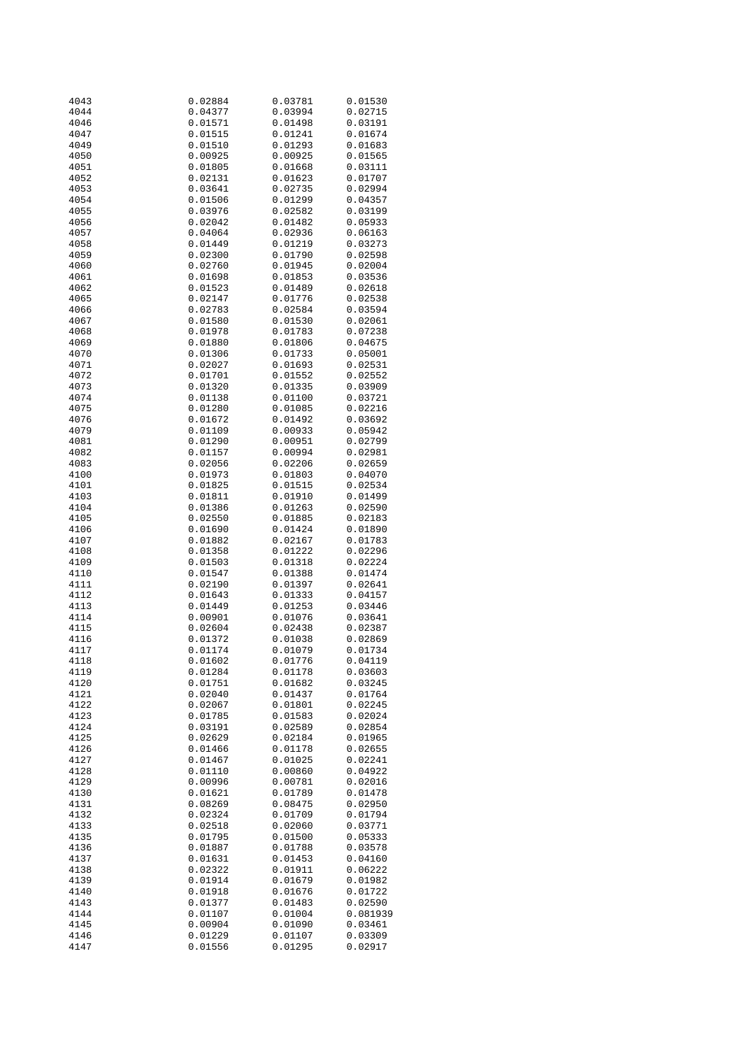| | | | |
|---|---|---|---|
| 4043 | 0.02884 | 0.03781 | 0.01530 |
| 4044 | 0.04377 | 0.03994 | 0.02715 |
| 4046 | 0.01571 | 0.01498 | 0.03191 |
| 4047 | 0.01515 | 0.01241 | 0.01674 |
| 4049 | 0.01510 | 0.01293 | 0.01683 |
| 4050 | 0.00925 | 0.00925 | 0.01565 |
| 4051 | 0.01805 | 0.01668 | 0.03111 |
| 4052 | 0.02131 | 0.01623 | 0.01707 |
| 4053 | 0.03641 | 0.02735 | 0.02994 |
| 4054 | 0.01506 | 0.01299 | 0.04357 |
| 4055 | 0.03976 | 0.02582 | 0.03199 |
| 4056 | 0.02042 | 0.01482 | 0.05933 |
| 4057 | 0.04064 | 0.02936 | 0.06163 |
| 4058 | 0.01449 | 0.01219 | 0.03273 |
| 4059 | 0.02300 | 0.01790 | 0.02598 |
| 4060 | 0.02760 | 0.01945 | 0.02004 |
| 4061 | 0.01698 | 0.01853 | 0.03536 |
| 4062 | 0.01523 | 0.01489 | 0.02618 |
| 4065 | 0.02147 | 0.01776 | 0.02538 |
| 4066 | 0.02783 | 0.02584 | 0.03594 |
| 4067 | 0.01580 | 0.01530 | 0.02061 |
| 4068 | 0.01978 | 0.01783 | 0.07238 |
| 4069 | 0.01880 | 0.01806 | 0.04675 |
| 4070 | 0.01306 | 0.01733 | 0.05001 |
| 4071 | 0.02027 | 0.01693 | 0.02531 |
| 4072 | 0.01701 | 0.01552 | 0.02552 |
| 4073 | 0.01320 | 0.01335 | 0.03909 |
| 4074 | 0.01138 | 0.01100 | 0.03721 |
| 4075 | 0.01280 | 0.01085 | 0.02216 |
| 4076 | 0.01672 | 0.01492 | 0.03692 |
| 4079 | 0.01109 | 0.00933 | 0.05942 |
| 4081 | 0.01290 | 0.00951 | 0.02799 |
| 4082 | 0.01157 | 0.00994 | 0.02981 |
| 4083 | 0.02056 | 0.02206 | 0.02659 |
| 4100 | 0.01973 | 0.01803 | 0.04070 |
| 4101 | 0.01825 | 0.01515 | 0.02534 |
| 4103 | 0.01811 | 0.01910 | 0.01499 |
| 4104 | 0.01386 | 0.01263 | 0.02590 |
| 4105 | 0.02550 | 0.01885 | 0.02183 |
| 4106 | 0.01690 | 0.01424 | 0.01890 |
| 4107 | 0.01882 | 0.02167 | 0.01783 |
| 4108 | 0.01358 | 0.01222 | 0.02296 |
| 4109 | 0.01503 | 0.01318 | 0.02224 |
| 4110 | 0.01547 | 0.01388 | 0.01474 |
| 4111 | 0.02190 | 0.01397 | 0.02641 |
| 4112 | 0.01643 | 0.01333 | 0.04157 |
| 4113 | 0.01449 | 0.01253 | 0.03446 |
| 4114 | 0.00901 | 0.01076 | 0.03641 |
| 4115 | 0.02604 | 0.02438 | 0.02387 |
| 4116 | 0.01372 | 0.01038 | 0.02869 |
| 4117 | 0.01174 | 0.01079 | 0.01734 |
| 4118 | 0.01602 | 0.01776 | 0.04119 |
| 4119 | 0.01284 | 0.01178 | 0.03603 |
| 4120 | 0.01751 | 0.01682 | 0.03245 |
| 4121 | 0.02040 | 0.01437 | 0.01764 |
| 4122 | 0.02067 | 0.01801 | 0.02245 |
| 4123 | 0.01785 | 0.01583 | 0.02024 |
| 4124 | 0.03191 | 0.02589 | 0.02854 |
| 4125 | 0.02629 | 0.02184 | 0.01965 |
| 4126 | 0.01466 | 0.01178 | 0.02655 |
| 4127 | 0.01467 | 0.01025 | 0.02241 |
| 4128 | 0.01110 | 0.00860 | 0.04922 |
| 4129 | 0.00996 | 0.00781 | 0.02016 |
| 4130 | 0.01621 | 0.01789 | 0.01478 |
| 4131 | 0.08269 | 0.08475 | 0.02950 |
| 4132 | 0.02324 | 0.01709 | 0.01794 |
| 4133 | 0.02518 | 0.02060 | 0.03771 |
| 4135 | 0.01795 | 0.01500 | 0.05333 |
| 4136 | 0.01887 | 0.01788 | 0.03578 |
| 4137 | 0.01631 | 0.01453 | 0.04160 |
| 4138 | 0.02322 | 0.01911 | 0.06222 |
| 4139 | 0.01914 | 0.01679 | 0.01982 |
| 4140 | 0.01918 | 0.01676 | 0.01722 |
| 4143 | 0.01377 | 0.01483 | 0.02590 |
| 4144 | 0.01107 | 0.01004 | 0.081939 |
| 4145 | 0.00904 | 0.01090 | 0.03461 |
| 4146 | 0.01229 | 0.01107 | 0.03309 |
| 4147 | 0.01556 | 0.01295 | 0.02917 |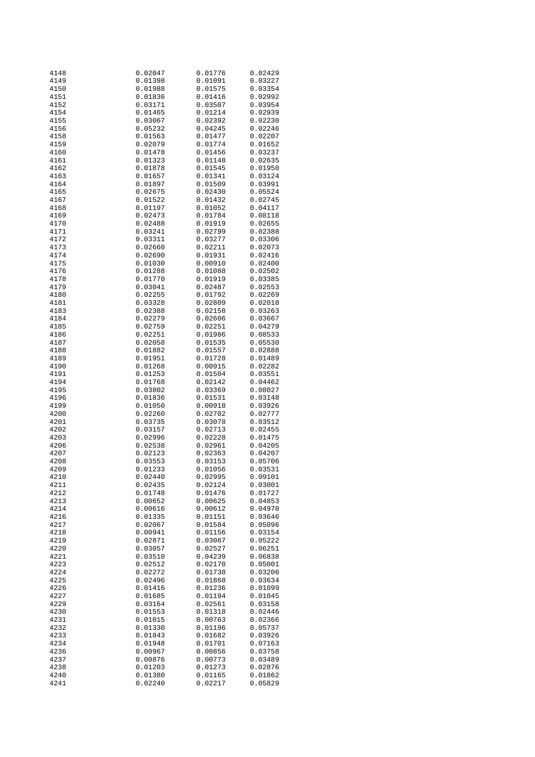| | | | |
|---|---|---|---|
| 4148 | 0.02047 | 0.01776 | 0.02429 |
| 4149 | 0.01398 | 0.01091 | 0.03227 |
| 4150 | 0.01988 | 0.01575 | 0.03354 |
| 4151 | 0.01836 | 0.01416 | 0.02992 |
| 4152 | 0.03171 | 0.03507 | 0.03954 |
| 4154 | 0.01465 | 0.01214 | 0.02939 |
| 4155 | 0.03067 | 0.02392 | 0.02230 |
| 4156 | 0.05232 | 0.04245 | 0.02246 |
| 4158 | 0.01563 | 0.01477 | 0.02207 |
| 4159 | 0.02079 | 0.01774 | 0.01652 |
| 4160 | 0.01478 | 0.01456 | 0.03237 |
| 4161 | 0.01323 | 0.01148 | 0.02635 |
| 4162 | 0.01878 | 0.01545 | 0.01950 |
| 4163 | 0.01657 | 0.01341 | 0.03124 |
| 4164 | 0.01897 | 0.01509 | 0.03991 |
| 4165 | 0.02675 | 0.02430 | 0.05524 |
| 4167 | 0.01522 | 0.01432 | 0.02745 |
| 4168 | 0.01197 | 0.01052 | 0.04117 |
| 4169 | 0.02473 | 0.01784 | 0.08118 |
| 4170 | 0.02488 | 0.01919 | 0.02655 |
| 4171 | 0.03241 | 0.02799 | 0.02388 |
| 4172 | 0.03311 | 0.03277 | 0.03306 |
| 4173 | 0.02660 | 0.02211 | 0.02073 |
| 4174 | 0.02690 | 0.01931 | 0.02416 |
| 4175 | 0.01030 | 0.00910 | 0.02400 |
| 4176 | 0.01288 | 0.01088 | 0.02502 |
| 4178 | 0.01770 | 0.01919 | 0.03385 |
| 4179 | 0.03041 | 0.02487 | 0.02553 |
| 4180 | 0.02255 | 0.01792 | 0.02269 |
| 4181 | 0.03328 | 0.02809 | 0.02018 |
| 4183 | 0.02388 | 0.02158 | 0.03263 |
| 4184 | 0.02279 | 0.02606 | 0.03667 |
| 4185 | 0.02759 | 0.02251 | 0.04279 |
| 4186 | 0.02251 | 0.01986 | 0.08533 |
| 4187 | 0.02058 | 0.01535 | 0.05530 |
| 4188 | 0.01882 | 0.01557 | 0.02888 |
| 4189 | 0.01951 | 0.01728 | 0.01489 |
| 4190 | 0.01268 | 0.00915 | 0.02282 |
| 4191 | 0.01253 | 0.01504 | 0.03551 |
| 4194 | 0.01768 | 0.02142 | 0.04462 |
| 4195 | 0.03802 | 0.03369 | 0.08027 |
| 4196 | 0.01836 | 0.01531 | 0.03148 |
| 4199 | 0.01050 | 0.00918 | 0.03926 |
| 4200 | 0.02260 | 0.02702 | 0.02777 |
| 4201 | 0.03735 | 0.03078 | 0.03512 |
| 4202 | 0.03157 | 0.02713 | 0.02455 |
| 4203 | 0.02996 | 0.02228 | 0.01475 |
| 4206 | 0.02538 | 0.02961 | 0.04205 |
| 4207 | 0.02123 | 0.02363 | 0.04207 |
| 4208 | 0.03553 | 0.03153 | 0.05706 |
| 4209 | 0.01233 | 0.01056 | 0.03531 |
| 4210 | 0.02440 | 0.02995 | 0.09101 |
| 4211 | 0.02435 | 0.02124 | 0.03001 |
| 4212 | 0.01748 | 0.01476 | 0.01727 |
| 4213 | 0.00652 | 0.00625 | 0.04853 |
| 4214 | 0.00616 | 0.00612 | 0.04970 |
| 4216 | 0.01335 | 0.01151 | 0.03646 |
| 4217 | 0.02067 | 0.01584 | 0.05096 |
| 4218 | 0.00941 | 0.01156 | 0.03154 |
| 4219 | 0.02871 | 0.03067 | 0.05222 |
| 4220 | 0.03057 | 0.02527 | 0.06251 |
| 4221 | 0.03510 | 0.04239 | 0.06838 |
| 4223 | 0.02512 | 0.02170 | 0.05001 |
| 4224 | 0.02272 | 0.01738 | 0.03206 |
| 4225 | 0.02496 | 0.01868 | 0.03634 |
| 4226 | 0.01416 | 0.01236 | 0.01099 |
| 4227 | 0.01685 | 0.01194 | 0.01045 |
| 4229 | 0.03164 | 0.02561 | 0.03158 |
| 4230 | 0.01553 | 0.01318 | 0.02446 |
| 4231 | 0.01015 | 0.00763 | 0.02366 |
| 4232 | 0.01330 | 0.01196 | 0.05737 |
| 4233 | 0.01843 | 0.01682 | 0.03926 |
| 4234 | 0.01948 | 0.01701 | 0.07163 |
| 4236 | 0.00967 | 0.00856 | 0.03758 |
| 4237 | 0.00876 | 0.00773 | 0.03489 |
| 4238 | 0.01203 | 0.01273 | 0.02876 |
| 4240 | 0.01380 | 0.01165 | 0.01862 |
| 4241 | 0.02240 | 0.02217 | 0.05829 |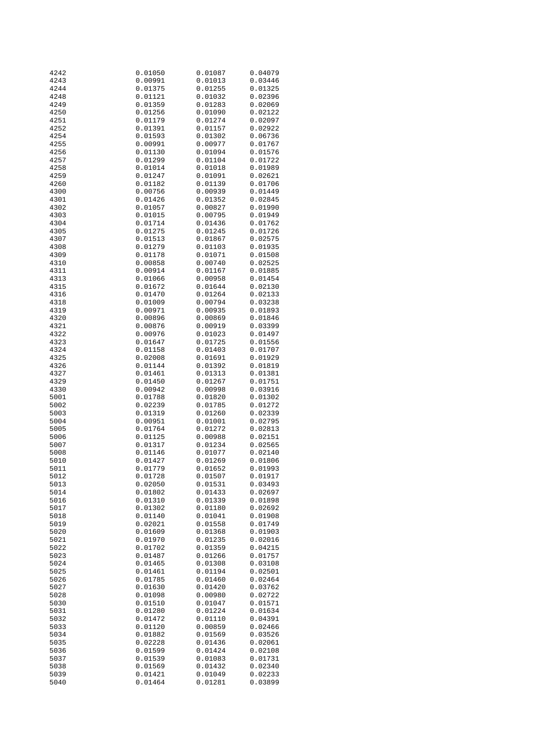| | | | |
|---|---|---|---|
| 4242 | 0.01050 | 0.01087 | 0.04079 |
| 4243 | 0.00991 | 0.01013 | 0.03446 |
| 4244 | 0.01375 | 0.01255 | 0.01325 |
| 4248 | 0.01121 | 0.01032 | 0.02396 |
| 4249 | 0.01359 | 0.01283 | 0.02069 |
| 4250 | 0.01256 | 0.01090 | 0.02122 |
| 4251 | 0.01179 | 0.01274 | 0.02097 |
| 4252 | 0.01391 | 0.01157 | 0.02922 |
| 4254 | 0.01593 | 0.01302 | 0.06736 |
| 4255 | 0.00991 | 0.00977 | 0.01767 |
| 4256 | 0.01130 | 0.01094 | 0.01576 |
| 4257 | 0.01299 | 0.01104 | 0.01722 |
| 4258 | 0.01014 | 0.01018 | 0.01989 |
| 4259 | 0.01247 | 0.01091 | 0.02621 |
| 4260 | 0.01182 | 0.01139 | 0.01706 |
| 4300 | 0.00756 | 0.00939 | 0.01449 |
| 4301 | 0.01426 | 0.01352 | 0.02845 |
| 4302 | 0.01057 | 0.00827 | 0.01990 |
| 4303 | 0.01015 | 0.00795 | 0.01949 |
| 4304 | 0.01714 | 0.01436 | 0.01762 |
| 4305 | 0.01275 | 0.01245 | 0.01726 |
| 4307 | 0.01513 | 0.01867 | 0.02575 |
| 4308 | 0.01279 | 0.01103 | 0.01935 |
| 4309 | 0.01178 | 0.01071 | 0.01508 |
| 4310 | 0.00858 | 0.00740 | 0.02525 |
| 4311 | 0.00914 | 0.01167 | 0.01885 |
| 4313 | 0.01066 | 0.00958 | 0.01454 |
| 4315 | 0.01672 | 0.01644 | 0.02130 |
| 4316 | 0.01470 | 0.01264 | 0.02133 |
| 4318 | 0.01009 | 0.00794 | 0.03238 |
| 4319 | 0.00971 | 0.00935 | 0.01893 |
| 4320 | 0.00896 | 0.00869 | 0.01846 |
| 4321 | 0.00876 | 0.00919 | 0.03399 |
| 4322 | 0.00976 | 0.01023 | 0.01497 |
| 4323 | 0.01647 | 0.01725 | 0.01556 |
| 4324 | 0.01158 | 0.01403 | 0.01707 |
| 4325 | 0.02008 | 0.01691 | 0.01929 |
| 4326 | 0.01144 | 0.01392 | 0.01819 |
| 4327 | 0.01461 | 0.01313 | 0.01381 |
| 4329 | 0.01450 | 0.01267 | 0.01751 |
| 4330 | 0.00942 | 0.00998 | 0.03916 |
| 5001 | 0.01788 | 0.01820 | 0.01302 |
| 5002 | 0.02239 | 0.01785 | 0.01272 |
| 5003 | 0.01319 | 0.01260 | 0.02339 |
| 5004 | 0.00951 | 0.01001 | 0.02795 |
| 5005 | 0.01764 | 0.01272 | 0.02813 |
| 5006 | 0.01125 | 0.00988 | 0.02151 |
| 5007 | 0.01317 | 0.01234 | 0.02565 |
| 5008 | 0.01146 | 0.01077 | 0.02140 |
| 5010 | 0.01427 | 0.01269 | 0.01806 |
| 5011 | 0.01779 | 0.01652 | 0.01993 |
| 5012 | 0.01728 | 0.01507 | 0.01917 |
| 5013 | 0.02050 | 0.01531 | 0.03493 |
| 5014 | 0.01802 | 0.01433 | 0.02697 |
| 5016 | 0.01310 | 0.01339 | 0.01898 |
| 5017 | 0.01302 | 0.01180 | 0.02692 |
| 5018 | 0.01140 | 0.01041 | 0.01908 |
| 5019 | 0.02021 | 0.01558 | 0.01749 |
| 5020 | 0.01609 | 0.01368 | 0.01903 |
| 5021 | 0.01970 | 0.01235 | 0.02016 |
| 5022 | 0.01702 | 0.01359 | 0.04215 |
| 5023 | 0.01487 | 0.01266 | 0.01757 |
| 5024 | 0.01465 | 0.01308 | 0.03108 |
| 5025 | 0.01461 | 0.01194 | 0.02501 |
| 5026 | 0.01785 | 0.01460 | 0.02464 |
| 5027 | 0.01630 | 0.01420 | 0.03762 |
| 5028 | 0.01098 | 0.00980 | 0.02722 |
| 5030 | 0.01510 | 0.01047 | 0.01571 |
| 5031 | 0.01280 | 0.01224 | 0.01634 |
| 5032 | 0.01472 | 0.01110 | 0.04391 |
| 5033 | 0.01120 | 0.00859 | 0.02466 |
| 5034 | 0.01882 | 0.01569 | 0.03526 |
| 5035 | 0.02228 | 0.01436 | 0.02061 |
| 5036 | 0.01599 | 0.01424 | 0.02108 |
| 5037 | 0.01539 | 0.01083 | 0.01731 |
| 5038 | 0.01569 | 0.01432 | 0.02340 |
| 5039 | 0.01421 | 0.01049 | 0.02233 |
| 5040 | 0.01464 | 0.01281 | 0.03899 |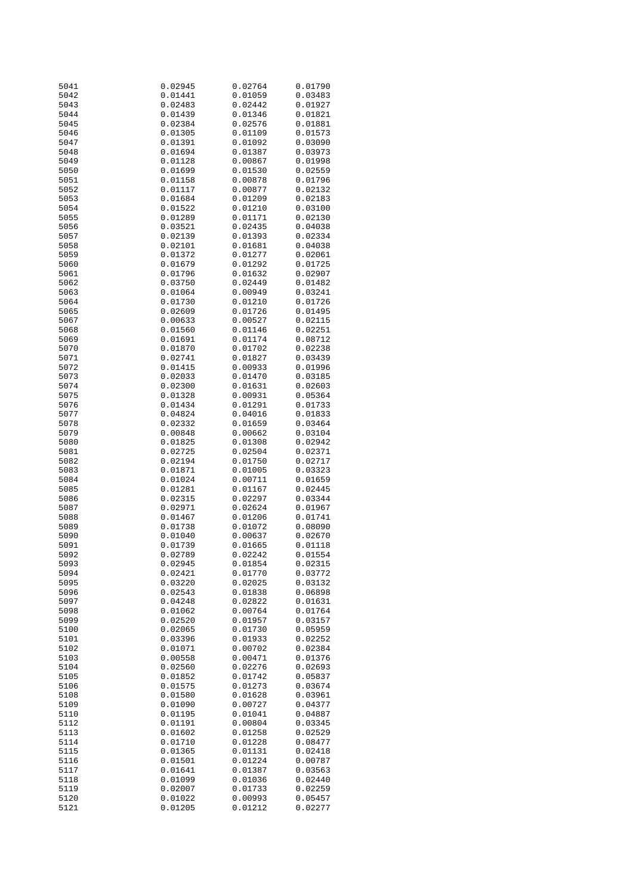| | | | |
|---|---|---|---|
| 5041 | 0.02945 | 0.02764 | 0.01790 |
| 5042 | 0.01441 | 0.01059 | 0.03483 |
| 5043 | 0.02483 | 0.02442 | 0.01927 |
| 5044 | 0.01439 | 0.01346 | 0.01821 |
| 5045 | 0.02384 | 0.02576 | 0.01881 |
| 5046 | 0.01305 | 0.01109 | 0.01573 |
| 5047 | 0.01391 | 0.01092 | 0.03090 |
| 5048 | 0.01694 | 0.01387 | 0.03973 |
| 5049 | 0.01128 | 0.00867 | 0.01998 |
| 5050 | 0.01699 | 0.01530 | 0.02559 |
| 5051 | 0.01158 | 0.00878 | 0.01796 |
| 5052 | 0.01117 | 0.00877 | 0.02132 |
| 5053 | 0.01684 | 0.01209 | 0.02183 |
| 5054 | 0.01522 | 0.01210 | 0.03100 |
| 5055 | 0.01289 | 0.01171 | 0.02130 |
| 5056 | 0.03521 | 0.02435 | 0.04038 |
| 5057 | 0.02139 | 0.01393 | 0.02334 |
| 5058 | 0.02101 | 0.01681 | 0.04038 |
| 5059 | 0.01372 | 0.01277 | 0.02061 |
| 5060 | 0.01679 | 0.01292 | 0.01725 |
| 5061 | 0.01796 | 0.01632 | 0.02907 |
| 5062 | 0.03750 | 0.02449 | 0.01482 |
| 5063 | 0.01064 | 0.00949 | 0.03241 |
| 5064 | 0.01730 | 0.01210 | 0.01726 |
| 5065 | 0.02609 | 0.01726 | 0.01495 |
| 5067 | 0.00633 | 0.00527 | 0.02115 |
| 5068 | 0.01560 | 0.01146 | 0.02251 |
| 5069 | 0.01691 | 0.01174 | 0.08712 |
| 5070 | 0.01870 | 0.01702 | 0.02238 |
| 5071 | 0.02741 | 0.01827 | 0.03439 |
| 5072 | 0.01415 | 0.00933 | 0.01996 |
| 5073 | 0.02033 | 0.01470 | 0.03185 |
| 5074 | 0.02300 | 0.01631 | 0.02603 |
| 5075 | 0.01328 | 0.00931 | 0.05364 |
| 5076 | 0.01434 | 0.01291 | 0.01733 |
| 5077 | 0.04824 | 0.04016 | 0.01833 |
| 5078 | 0.02332 | 0.01659 | 0.03464 |
| 5079 | 0.00848 | 0.00662 | 0.03104 |
| 5080 | 0.01825 | 0.01308 | 0.02942 |
| 5081 | 0.02725 | 0.02504 | 0.02371 |
| 5082 | 0.02194 | 0.01750 | 0.02717 |
| 5083 | 0.01871 | 0.01005 | 0.03323 |
| 5084 | 0.01024 | 0.00711 | 0.01659 |
| 5085 | 0.01281 | 0.01167 | 0.02445 |
| 5086 | 0.02315 | 0.02297 | 0.03344 |
| 5087 | 0.02971 | 0.02624 | 0.01967 |
| 5088 | 0.01467 | 0.01206 | 0.01741 |
| 5089 | 0.01738 | 0.01072 | 0.08090 |
| 5090 | 0.01040 | 0.00637 | 0.02670 |
| 5091 | 0.01739 | 0.01665 | 0.01118 |
| 5092 | 0.02789 | 0.02242 | 0.01554 |
| 5093 | 0.02945 | 0.01854 | 0.02315 |
| 5094 | 0.02421 | 0.01770 | 0.03772 |
| 5095 | 0.03220 | 0.02025 | 0.03132 |
| 5096 | 0.02543 | 0.01838 | 0.06898 |
| 5097 | 0.04248 | 0.02822 | 0.01631 |
| 5098 | 0.01062 | 0.00764 | 0.01764 |
| 5099 | 0.02520 | 0.01957 | 0.03157 |
| 5100 | 0.02065 | 0.01730 | 0.05959 |
| 5101 | 0.03396 | 0.01933 | 0.02252 |
| 5102 | 0.01071 | 0.00702 | 0.02384 |
| 5103 | 0.00558 | 0.00471 | 0.01376 |
| 5104 | 0.02560 | 0.02276 | 0.02693 |
| 5105 | 0.01852 | 0.01742 | 0.05837 |
| 5106 | 0.01575 | 0.01273 | 0.03674 |
| 5108 | 0.01580 | 0.01628 | 0.03961 |
| 5109 | 0.01090 | 0.00727 | 0.04377 |
| 5110 | 0.01195 | 0.01041 | 0.04887 |
| 5112 | 0.01191 | 0.00804 | 0.03345 |
| 5113 | 0.01602 | 0.01258 | 0.02529 |
| 5114 | 0.01710 | 0.01228 | 0.08477 |
| 5115 | 0.01365 | 0.01131 | 0.02418 |
| 5116 | 0.01501 | 0.01224 | 0.00787 |
| 5117 | 0.01641 | 0.01387 | 0.03563 |
| 5118 | 0.01099 | 0.01036 | 0.02440 |
| 5119 | 0.02007 | 0.01733 | 0.02259 |
| 5120 | 0.01022 | 0.00993 | 0.05457 |
| 5121 | 0.01205 | 0.01212 | 0.02277 |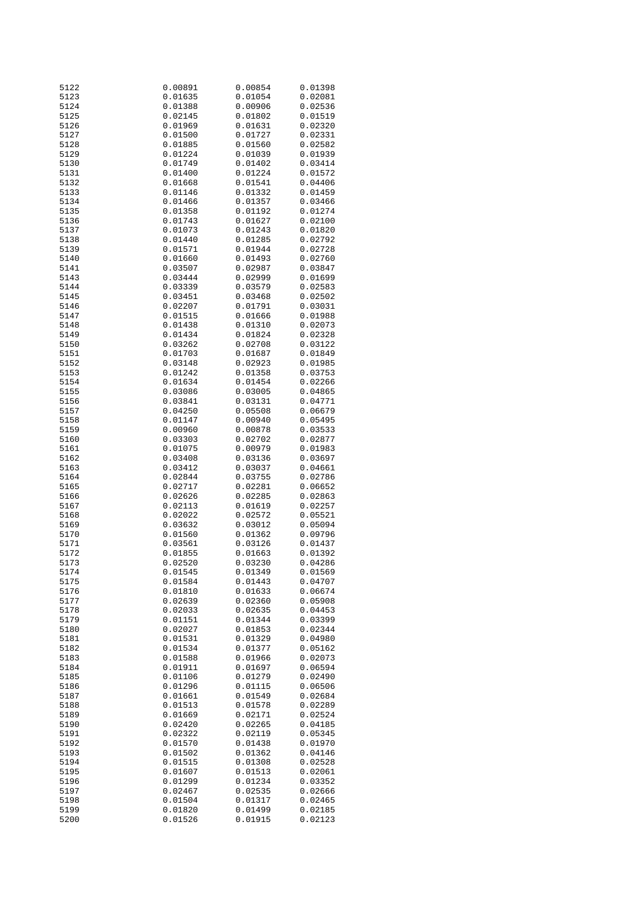| | | | |
|---|---|---|---|
| 5122 | 0.00891 | 0.00854 | 0.01398 |
| 5123 | 0.01635 | 0.01054 | 0.02081 |
| 5124 | 0.01388 | 0.00906 | 0.02536 |
| 5125 | 0.02145 | 0.01802 | 0.01519 |
| 5126 | 0.01969 | 0.01631 | 0.02320 |
| 5127 | 0.01500 | 0.01727 | 0.02331 |
| 5128 | 0.01885 | 0.01560 | 0.02582 |
| 5129 | 0.01224 | 0.01039 | 0.01939 |
| 5130 | 0.01749 | 0.01402 | 0.03414 |
| 5131 | 0.01400 | 0.01224 | 0.01572 |
| 5132 | 0.01668 | 0.01541 | 0.04406 |
| 5133 | 0.01146 | 0.01332 | 0.01459 |
| 5134 | 0.01466 | 0.01357 | 0.03466 |
| 5135 | 0.01358 | 0.01192 | 0.01274 |
| 5136 | 0.01743 | 0.01627 | 0.02100 |
| 5137 | 0.01073 | 0.01243 | 0.01820 |
| 5138 | 0.01440 | 0.01285 | 0.02792 |
| 5139 | 0.01571 | 0.01944 | 0.02728 |
| 5140 | 0.01660 | 0.01493 | 0.02760 |
| 5141 | 0.03507 | 0.02987 | 0.03847 |
| 5143 | 0.03444 | 0.02999 | 0.01699 |
| 5144 | 0.03339 | 0.03579 | 0.02583 |
| 5145 | 0.03451 | 0.03468 | 0.02502 |
| 5146 | 0.02207 | 0.01791 | 0.03031 |
| 5147 | 0.01515 | 0.01666 | 0.01988 |
| 5148 | 0.01438 | 0.01310 | 0.02073 |
| 5149 | 0.01434 | 0.01824 | 0.02328 |
| 5150 | 0.03262 | 0.02708 | 0.03122 |
| 5151 | 0.01703 | 0.01687 | 0.01849 |
| 5152 | 0.03148 | 0.02923 | 0.01985 |
| 5153 | 0.01242 | 0.01358 | 0.03753 |
| 5154 | 0.01634 | 0.01454 | 0.02266 |
| 5155 | 0.03086 | 0.03005 | 0.04865 |
| 5156 | 0.03841 | 0.03131 | 0.04771 |
| 5157 | 0.04250 | 0.05508 | 0.06679 |
| 5158 | 0.01147 | 0.00940 | 0.05495 |
| 5159 | 0.00960 | 0.00878 | 0.03533 |
| 5160 | 0.03303 | 0.02702 | 0.02877 |
| 5161 | 0.01075 | 0.00979 | 0.01983 |
| 5162 | 0.03408 | 0.03136 | 0.03697 |
| 5163 | 0.03412 | 0.03037 | 0.04661 |
| 5164 | 0.02844 | 0.03755 | 0.02786 |
| 5165 | 0.02717 | 0.02281 | 0.06652 |
| 5166 | 0.02626 | 0.02285 | 0.02863 |
| 5167 | 0.02113 | 0.01619 | 0.02257 |
| 5168 | 0.02022 | 0.02572 | 0.05521 |
| 5169 | 0.03632 | 0.03012 | 0.05094 |
| 5170 | 0.01560 | 0.01362 | 0.09796 |
| 5171 | 0.03561 | 0.03126 | 0.01437 |
| 5172 | 0.01855 | 0.01663 | 0.01392 |
| 5173 | 0.02520 | 0.03230 | 0.04286 |
| 5174 | 0.01545 | 0.01349 | 0.01569 |
| 5175 | 0.01584 | 0.01443 | 0.04707 |
| 5176 | 0.01810 | 0.01633 | 0.06674 |
| 5177 | 0.02639 | 0.02360 | 0.05908 |
| 5178 | 0.02033 | 0.02635 | 0.04453 |
| 5179 | 0.01151 | 0.01344 | 0.03399 |
| 5180 | 0.02027 | 0.01853 | 0.02344 |
| 5181 | 0.01531 | 0.01329 | 0.04980 |
| 5182 | 0.01534 | 0.01377 | 0.05162 |
| 5183 | 0.01588 | 0.01966 | 0.02073 |
| 5184 | 0.01911 | 0.01697 | 0.06594 |
| 5185 | 0.01106 | 0.01279 | 0.02490 |
| 5186 | 0.01296 | 0.01115 | 0.06506 |
| 5187 | 0.01661 | 0.01549 | 0.02684 |
| 5188 | 0.01513 | 0.01578 | 0.02289 |
| 5189 | 0.01669 | 0.02171 | 0.02524 |
| 5190 | 0.02420 | 0.02265 | 0.04185 |
| 5191 | 0.02322 | 0.02119 | 0.05345 |
| 5192 | 0.01570 | 0.01438 | 0.01970 |
| 5193 | 0.01502 | 0.01362 | 0.04146 |
| 5194 | 0.01515 | 0.01308 | 0.02528 |
| 5195 | 0.01607 | 0.01513 | 0.02061 |
| 5196 | 0.01299 | 0.01234 | 0.03352 |
| 5197 | 0.02467 | 0.02535 | 0.02666 |
| 5198 | 0.01504 | 0.01317 | 0.02465 |
| 5199 | 0.01820 | 0.01499 | 0.02185 |
| 5200 | 0.01526 | 0.01915 | 0.02123 |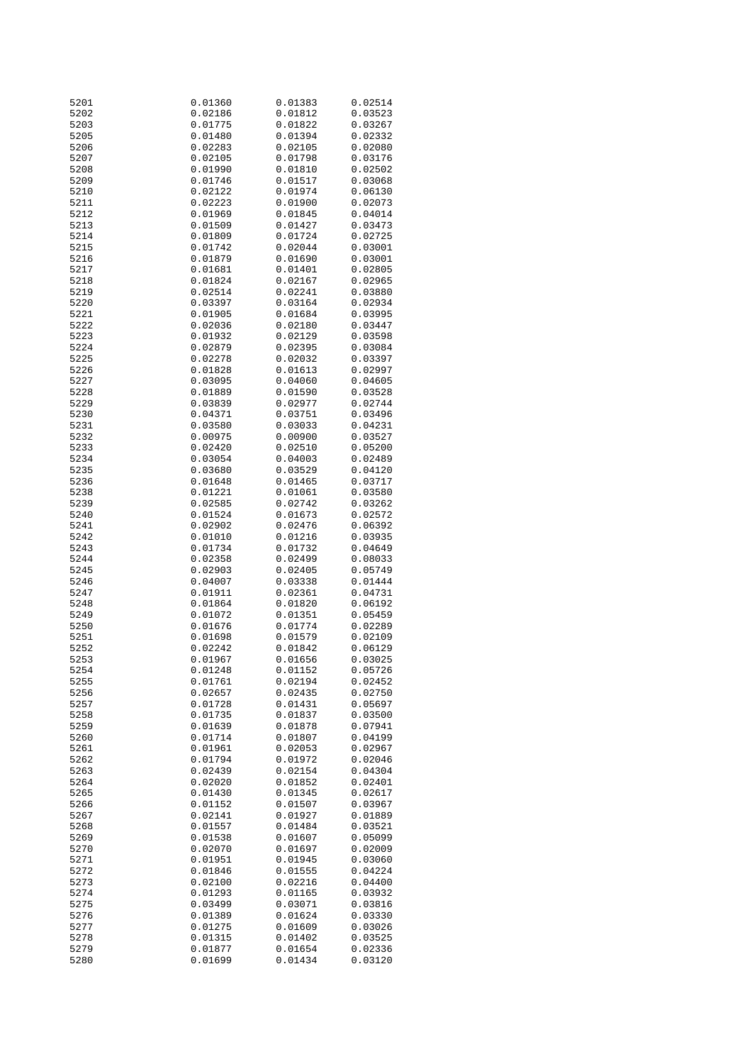| | | | |
|---|---|---|---|
| 5201 | 0.01360 | 0.01383 | 0.02514 |
| 5202 | 0.02186 | 0.01812 | 0.03523 |
| 5203 | 0.01775 | 0.01822 | 0.03267 |
| 5205 | 0.01480 | 0.01394 | 0.02332 |
| 5206 | 0.02283 | 0.02105 | 0.02080 |
| 5207 | 0.02105 | 0.01798 | 0.03176 |
| 5208 | 0.01990 | 0.01810 | 0.02502 |
| 5209 | 0.01746 | 0.01517 | 0.03068 |
| 5210 | 0.02122 | 0.01974 | 0.06130 |
| 5211 | 0.02223 | 0.01900 | 0.02073 |
| 5212 | 0.01969 | 0.01845 | 0.04014 |
| 5213 | 0.01509 | 0.01427 | 0.03473 |
| 5214 | 0.01809 | 0.01724 | 0.02725 |
| 5215 | 0.01742 | 0.02044 | 0.03001 |
| 5216 | 0.01879 | 0.01690 | 0.03001 |
| 5217 | 0.01681 | 0.01401 | 0.02805 |
| 5218 | 0.01824 | 0.02167 | 0.02965 |
| 5219 | 0.02514 | 0.02241 | 0.03880 |
| 5220 | 0.03397 | 0.03164 | 0.02934 |
| 5221 | 0.01905 | 0.01684 | 0.03995 |
| 5222 | 0.02036 | 0.02180 | 0.03447 |
| 5223 | 0.01932 | 0.02129 | 0.03598 |
| 5224 | 0.02879 | 0.02395 | 0.03084 |
| 5225 | 0.02278 | 0.02032 | 0.03397 |
| 5226 | 0.01828 | 0.01613 | 0.02997 |
| 5227 | 0.03095 | 0.04060 | 0.04605 |
| 5228 | 0.01889 | 0.01590 | 0.03528 |
| 5229 | 0.03839 | 0.02977 | 0.02744 |
| 5230 | 0.04371 | 0.03751 | 0.03496 |
| 5231 | 0.03580 | 0.03033 | 0.04231 |
| 5232 | 0.00975 | 0.00900 | 0.03527 |
| 5233 | 0.02420 | 0.02510 | 0.05200 |
| 5234 | 0.03054 | 0.04003 | 0.02489 |
| 5235 | 0.03680 | 0.03529 | 0.04120 |
| 5236 | 0.01648 | 0.01465 | 0.03717 |
| 5238 | 0.01221 | 0.01061 | 0.03580 |
| 5239 | 0.02585 | 0.02742 | 0.03262 |
| 5240 | 0.01524 | 0.01673 | 0.02572 |
| 5241 | 0.02902 | 0.02476 | 0.06392 |
| 5242 | 0.01010 | 0.01216 | 0.03935 |
| 5243 | 0.01734 | 0.01732 | 0.04649 |
| 5244 | 0.02358 | 0.02499 | 0.08033 |
| 5245 | 0.02903 | 0.02405 | 0.05749 |
| 5246 | 0.04007 | 0.03338 | 0.01444 |
| 5247 | 0.01911 | 0.02361 | 0.04731 |
| 5248 | 0.01864 | 0.01820 | 0.06192 |
| 5249 | 0.01072 | 0.01351 | 0.05459 |
| 5250 | 0.01676 | 0.01774 | 0.02289 |
| 5251 | 0.01698 | 0.01579 | 0.02109 |
| 5252 | 0.02242 | 0.01842 | 0.06129 |
| 5253 | 0.01967 | 0.01656 | 0.03025 |
| 5254 | 0.01248 | 0.01152 | 0.05726 |
| 5255 | 0.01761 | 0.02194 | 0.02452 |
| 5256 | 0.02657 | 0.02435 | 0.02750 |
| 5257 | 0.01728 | 0.01431 | 0.05697 |
| 5258 | 0.01735 | 0.01837 | 0.03500 |
| 5259 | 0.01639 | 0.01878 | 0.07941 |
| 5260 | 0.01714 | 0.01807 | 0.04199 |
| 5261 | 0.01961 | 0.02053 | 0.02967 |
| 5262 | 0.01794 | 0.01972 | 0.02046 |
| 5263 | 0.02439 | 0.02154 | 0.04304 |
| 5264 | 0.02020 | 0.01852 | 0.02401 |
| 5265 | 0.01430 | 0.01345 | 0.02617 |
| 5266 | 0.01152 | 0.01507 | 0.03967 |
| 5267 | 0.02141 | 0.01927 | 0.01889 |
| 5268 | 0.01557 | 0.01484 | 0.03521 |
| 5269 | 0.01538 | 0.01607 | 0.05099 |
| 5270 | 0.02070 | 0.01697 | 0.02009 |
| 5271 | 0.01951 | 0.01945 | 0.03060 |
| 5272 | 0.01846 | 0.01555 | 0.04224 |
| 5273 | 0.02100 | 0.02216 | 0.04400 |
| 5274 | 0.01293 | 0.01165 | 0.03932 |
| 5275 | 0.03499 | 0.03071 | 0.03816 |
| 5276 | 0.01389 | 0.01624 | 0.03330 |
| 5277 | 0.01275 | 0.01609 | 0.03026 |
| 5278 | 0.01315 | 0.01402 | 0.03525 |
| 5279 | 0.01877 | 0.01654 | 0.02336 |
| 5280 | 0.01699 | 0.01434 | 0.03120 |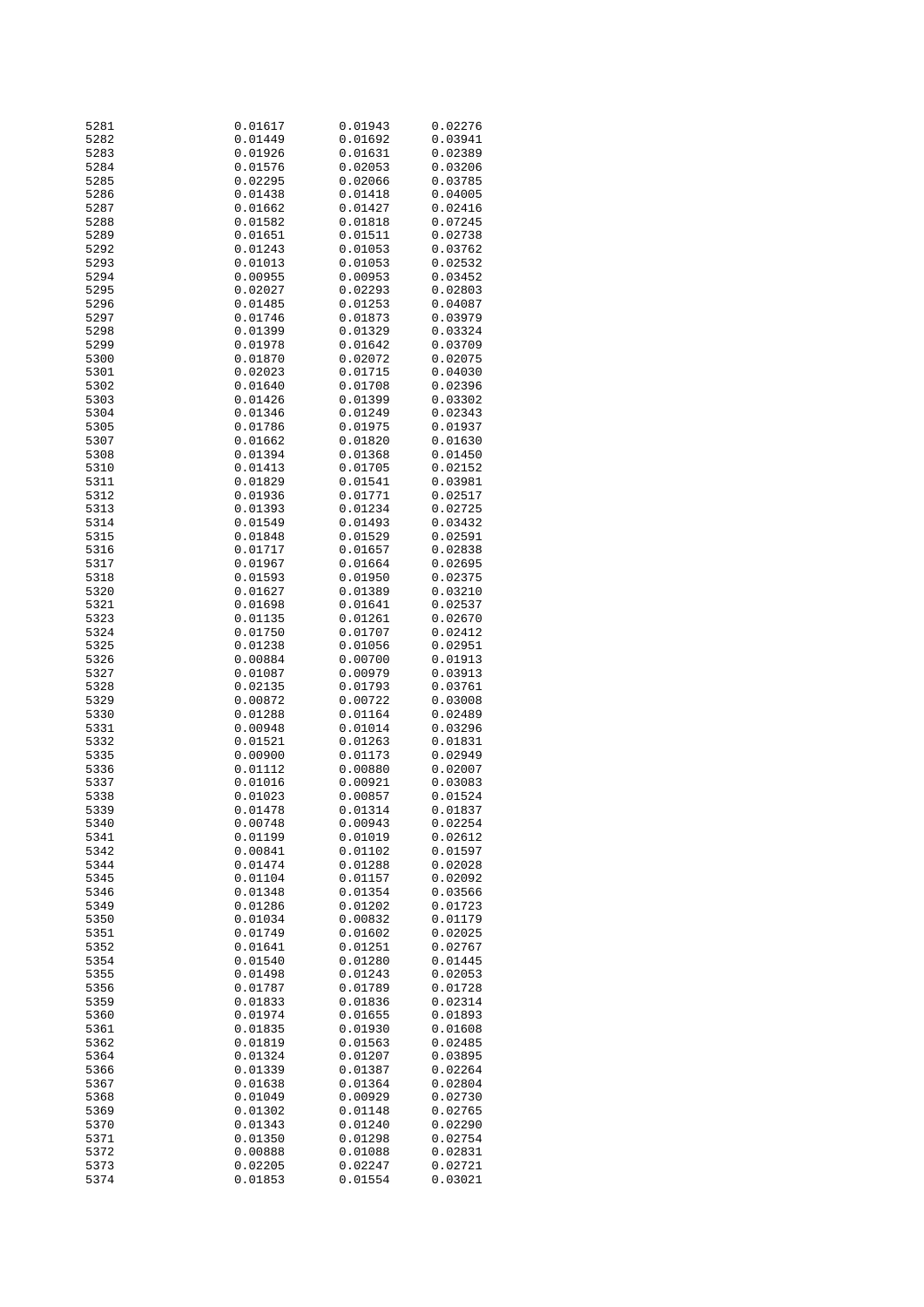| | | | |
|---|---|---|---|
| 5281 | 0.01617 | 0.01943 | 0.02276 |
| 5282 | 0.01449 | 0.01692 | 0.03941 |
| 5283 | 0.01926 | 0.01631 | 0.02389 |
| 5284 | 0.01576 | 0.02053 | 0.03206 |
| 5285 | 0.02295 | 0.02066 | 0.03785 |
| 5286 | 0.01438 | 0.01418 | 0.04005 |
| 5287 | 0.01662 | 0.01427 | 0.02416 |
| 5288 | 0.01582 | 0.01818 | 0.07245 |
| 5289 | 0.01651 | 0.01511 | 0.02738 |
| 5292 | 0.01243 | 0.01053 | 0.03762 |
| 5293 | 0.01013 | 0.01053 | 0.02532 |
| 5294 | 0.00955 | 0.00953 | 0.03452 |
| 5295 | 0.02027 | 0.02293 | 0.02803 |
| 5296 | 0.01485 | 0.01253 | 0.04087 |
| 5297 | 0.01746 | 0.01873 | 0.03979 |
| 5298 | 0.01399 | 0.01329 | 0.03324 |
| 5299 | 0.01978 | 0.01642 | 0.03709 |
| 5300 | 0.01870 | 0.02072 | 0.02075 |
| 5301 | 0.02023 | 0.01715 | 0.04030 |
| 5302 | 0.01640 | 0.01708 | 0.02396 |
| 5303 | 0.01426 | 0.01399 | 0.03302 |
| 5304 | 0.01346 | 0.01249 | 0.02343 |
| 5305 | 0.01786 | 0.01975 | 0.01937 |
| 5307 | 0.01662 | 0.01820 | 0.01630 |
| 5308 | 0.01394 | 0.01368 | 0.01450 |
| 5310 | 0.01413 | 0.01705 | 0.02152 |
| 5311 | 0.01829 | 0.01541 | 0.03981 |
| 5312 | 0.01936 | 0.01771 | 0.02517 |
| 5313 | 0.01393 | 0.01234 | 0.02725 |
| 5314 | 0.01549 | 0.01493 | 0.03432 |
| 5315 | 0.01848 | 0.01529 | 0.02591 |
| 5316 | 0.01717 | 0.01657 | 0.02838 |
| 5317 | 0.01967 | 0.01664 | 0.02695 |
| 5318 | 0.01593 | 0.01950 | 0.02375 |
| 5320 | 0.01627 | 0.01389 | 0.03210 |
| 5321 | 0.01698 | 0.01641 | 0.02537 |
| 5323 | 0.01135 | 0.01261 | 0.02670 |
| 5324 | 0.01750 | 0.01707 | 0.02412 |
| 5325 | 0.01238 | 0.01056 | 0.02951 |
| 5326 | 0.00884 | 0.00700 | 0.01913 |
| 5327 | 0.01087 | 0.00979 | 0.03913 |
| 5328 | 0.02135 | 0.01793 | 0.03761 |
| 5329 | 0.00872 | 0.00722 | 0.03008 |
| 5330 | 0.01288 | 0.01164 | 0.02489 |
| 5331 | 0.00948 | 0.01014 | 0.03296 |
| 5332 | 0.01521 | 0.01263 | 0.01831 |
| 5335 | 0.00900 | 0.01173 | 0.02949 |
| 5336 | 0.01112 | 0.00880 | 0.02007 |
| 5337 | 0.01016 | 0.00921 | 0.03083 |
| 5338 | 0.01023 | 0.00857 | 0.01524 |
| 5339 | 0.01478 | 0.01314 | 0.01837 |
| 5340 | 0.00748 | 0.00943 | 0.02254 |
| 5341 | 0.01199 | 0.01019 | 0.02612 |
| 5342 | 0.00841 | 0.01102 | 0.01597 |
| 5344 | 0.01474 | 0.01288 | 0.02028 |
| 5345 | 0.01104 | 0.01157 | 0.02092 |
| 5346 | 0.01348 | 0.01354 | 0.03566 |
| 5349 | 0.01286 | 0.01202 | 0.01723 |
| 5350 | 0.01034 | 0.00832 | 0.01179 |
| 5351 | 0.01749 | 0.01602 | 0.02025 |
| 5352 | 0.01641 | 0.01251 | 0.02767 |
| 5354 | 0.01540 | 0.01280 | 0.01445 |
| 5355 | 0.01498 | 0.01243 | 0.02053 |
| 5356 | 0.01787 | 0.01789 | 0.01728 |
| 5359 | 0.01833 | 0.01836 | 0.02314 |
| 5360 | 0.01974 | 0.01655 | 0.01893 |
| 5361 | 0.01835 | 0.01930 | 0.01608 |
| 5362 | 0.01819 | 0.01563 | 0.02485 |
| 5364 | 0.01324 | 0.01207 | 0.03895 |
| 5366 | 0.01339 | 0.01387 | 0.02264 |
| 5367 | 0.01638 | 0.01364 | 0.02804 |
| 5368 | 0.01049 | 0.00929 | 0.02730 |
| 5369 | 0.01302 | 0.01148 | 0.02765 |
| 5370 | 0.01343 | 0.01240 | 0.02290 |
| 5371 | 0.01350 | 0.01298 | 0.02754 |
| 5372 | 0.00888 | 0.01088 | 0.02831 |
| 5373 | 0.02205 | 0.02247 | 0.02721 |
| 5374 | 0.01853 | 0.01554 | 0.03021 |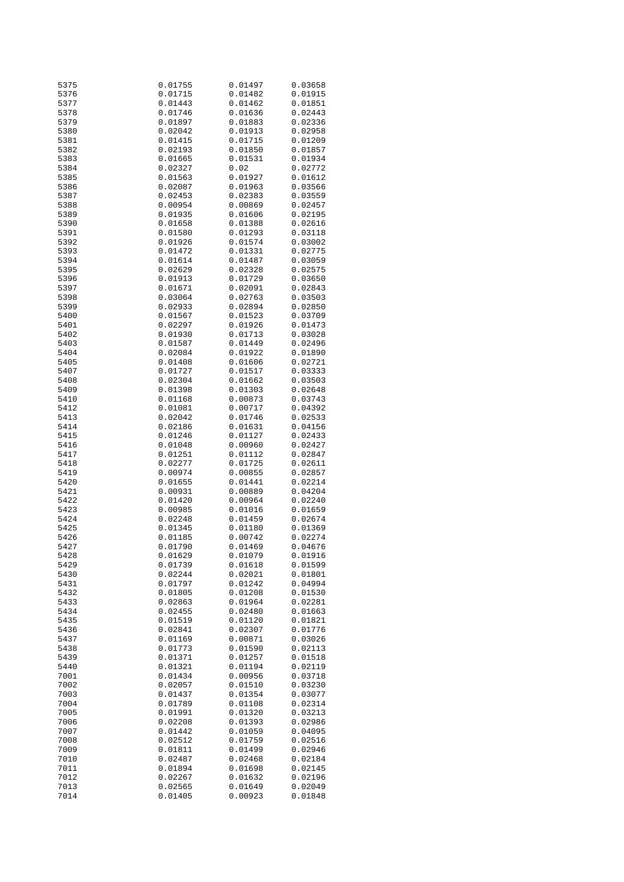| | | | |
|---|---|---|---|
| 5375 | 0.01755 | 0.01497 | 0.03658 |
| 5376 | 0.01715 | 0.01482 | 0.01915 |
| 5377 | 0.01443 | 0.01462 | 0.01851 |
| 5378 | 0.01746 | 0.01636 | 0.02443 |
| 5379 | 0.01897 | 0.01883 | 0.02336 |
| 5380 | 0.02042 | 0.01913 | 0.02958 |
| 5381 | 0.01415 | 0.01715 | 0.01209 |
| 5382 | 0.02193 | 0.01850 | 0.01857 |
| 5383 | 0.01665 | 0.01531 | 0.01934 |
| 5384 | 0.02327 | 0.02 | 0.02772 |
| 5385 | 0.01563 | 0.01927 | 0.01612 |
| 5386 | 0.02087 | 0.01963 | 0.03566 |
| 5387 | 0.02453 | 0.02383 | 0.03559 |
| 5388 | 0.00954 | 0.00869 | 0.02457 |
| 5389 | 0.01935 | 0.01606 | 0.02195 |
| 5390 | 0.01658 | 0.01388 | 0.02616 |
| 5391 | 0.01580 | 0.01293 | 0.03118 |
| 5392 | 0.01926 | 0.01574 | 0.03002 |
| 5393 | 0.01472 | 0.01331 | 0.02775 |
| 5394 | 0.01614 | 0.01487 | 0.03059 |
| 5395 | 0.02629 | 0.02328 | 0.02575 |
| 5396 | 0.01913 | 0.01729 | 0.03650 |
| 5397 | 0.01671 | 0.02091 | 0.02843 |
| 5398 | 0.03064 | 0.02763 | 0.03503 |
| 5399 | 0.02933 | 0.02894 | 0.02850 |
| 5400 | 0.01567 | 0.01523 | 0.03709 |
| 5401 | 0.02297 | 0.01926 | 0.01473 |
| 5402 | 0.01930 | 0.01713 | 0.03028 |
| 5403 | 0.01587 | 0.01449 | 0.02496 |
| 5404 | 0.02084 | 0.01922 | 0.01890 |
| 5405 | 0.01408 | 0.01606 | 0.02721 |
| 5407 | 0.01727 | 0.01517 | 0.03333 |
| 5408 | 0.02304 | 0.01662 | 0.03503 |
| 5409 | 0.01398 | 0.01303 | 0.02648 |
| 5410 | 0.01168 | 0.00873 | 0.03743 |
| 5412 | 0.01081 | 0.00717 | 0.04392 |
| 5413 | 0.02042 | 0.01746 | 0.02533 |
| 5414 | 0.02186 | 0.01631 | 0.04156 |
| 5415 | 0.01246 | 0.01127 | 0.02433 |
| 5416 | 0.01048 | 0.00960 | 0.02427 |
| 5417 | 0.01251 | 0.01112 | 0.02847 |
| 5418 | 0.02277 | 0.01725 | 0.02611 |
| 5419 | 0.00974 | 0.00855 | 0.02857 |
| 5420 | 0.01655 | 0.01441 | 0.02214 |
| 5421 | 0.00931 | 0.00889 | 0.04204 |
| 5422 | 0.01420 | 0.00964 | 0.02240 |
| 5423 | 0.00985 | 0.01016 | 0.01659 |
| 5424 | 0.02248 | 0.01459 | 0.02674 |
| 5425 | 0.01345 | 0.01180 | 0.01369 |
| 5426 | 0.01185 | 0.00742 | 0.02274 |
| 5427 | 0.01790 | 0.01469 | 0.04676 |
| 5428 | 0.01629 | 0.01079 | 0.01916 |
| 5429 | 0.01739 | 0.01618 | 0.01599 |
| 5430 | 0.02244 | 0.02021 | 0.01801 |
| 5431 | 0.01797 | 0.01242 | 0.04994 |
| 5432 | 0.01805 | 0.01208 | 0.01530 |
| 5433 | 0.02863 | 0.01964 | 0.02281 |
| 5434 | 0.02455 | 0.02480 | 0.01663 |
| 5435 | 0.01519 | 0.01120 | 0.01821 |
| 5436 | 0.02841 | 0.02307 | 0.01776 |
| 5437 | 0.01169 | 0.00871 | 0.03026 |
| 5438 | 0.01773 | 0.01590 | 0.02113 |
| 5439 | 0.01371 | 0.01257 | 0.01518 |
| 5440 | 0.01321 | 0.01194 | 0.02119 |
| 7001 | 0.01434 | 0.00956 | 0.03718 |
| 7002 | 0.02057 | 0.01510 | 0.03230 |
| 7003 | 0.01437 | 0.01354 | 0.03077 |
| 7004 | 0.01789 | 0.01108 | 0.02314 |
| 7005 | 0.01991 | 0.01320 | 0.03213 |
| 7006 | 0.02208 | 0.01393 | 0.02986 |
| 7007 | 0.01442 | 0.01059 | 0.04095 |
| 7008 | 0.02512 | 0.01759 | 0.02516 |
| 7009 | 0.01811 | 0.01499 | 0.02946 |
| 7010 | 0.02487 | 0.02468 | 0.02184 |
| 7011 | 0.01894 | 0.01698 | 0.02145 |
| 7012 | 0.02267 | 0.01632 | 0.02196 |
| 7013 | 0.02565 | 0.01649 | 0.02049 |
| 7014 | 0.01405 | 0.00923 | 0.01848 |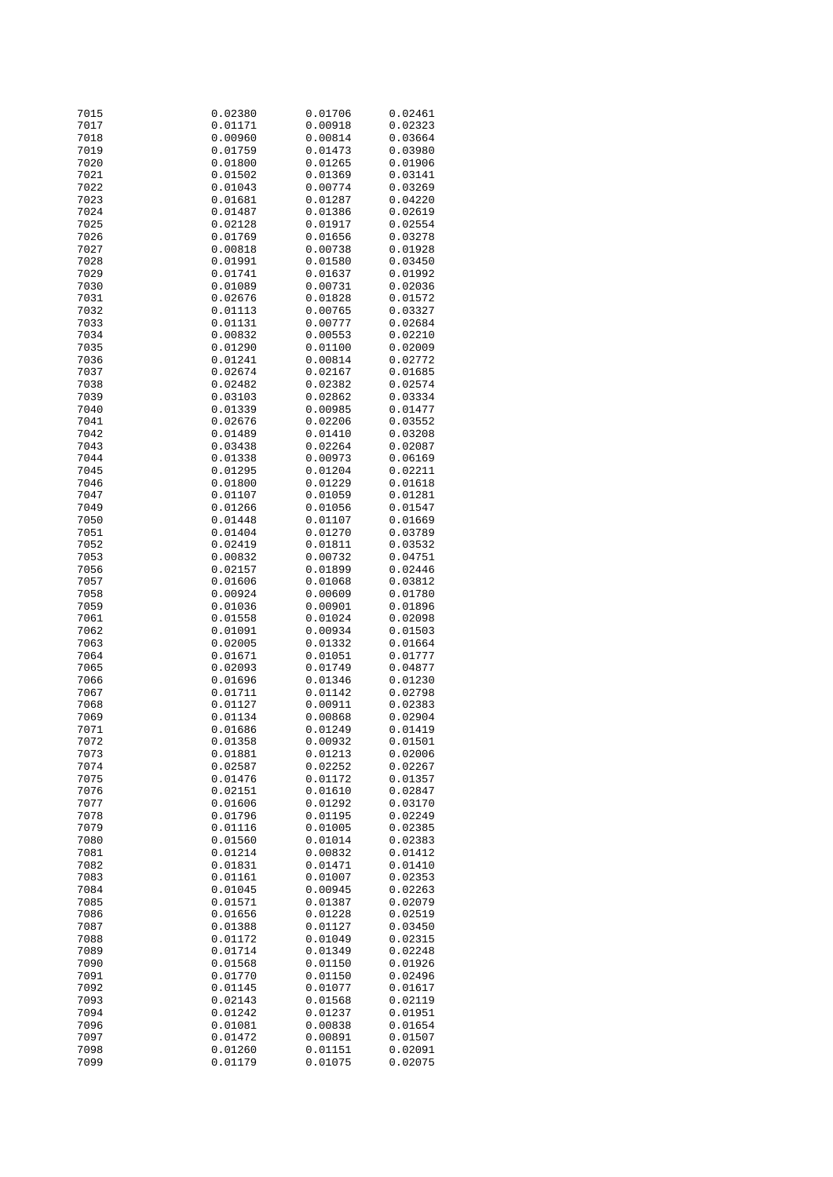| | | | |
|---|---|---|---|
| 7015 | 0.02380 | 0.01706 | 0.02461 |
| 7017 | 0.01171 | 0.00918 | 0.02323 |
| 7018 | 0.00960 | 0.00814 | 0.03664 |
| 7019 | 0.01759 | 0.01473 | 0.03980 |
| 7020 | 0.01800 | 0.01265 | 0.01906 |
| 7021 | 0.01502 | 0.01369 | 0.03141 |
| 7022 | 0.01043 | 0.00774 | 0.03269 |
| 7023 | 0.01681 | 0.01287 | 0.04220 |
| 7024 | 0.01487 | 0.01386 | 0.02619 |
| 7025 | 0.02128 | 0.01917 | 0.02554 |
| 7026 | 0.01769 | 0.01656 | 0.03278 |
| 7027 | 0.00818 | 0.00738 | 0.01928 |
| 7028 | 0.01991 | 0.01580 | 0.03450 |
| 7029 | 0.01741 | 0.01637 | 0.01992 |
| 7030 | 0.01089 | 0.00731 | 0.02036 |
| 7031 | 0.02676 | 0.01828 | 0.01572 |
| 7032 | 0.01113 | 0.00765 | 0.03327 |
| 7033 | 0.01131 | 0.00777 | 0.02684 |
| 7034 | 0.00832 | 0.00553 | 0.02210 |
| 7035 | 0.01290 | 0.01100 | 0.02009 |
| 7036 | 0.01241 | 0.00814 | 0.02772 |
| 7037 | 0.02674 | 0.02167 | 0.01685 |
| 7038 | 0.02482 | 0.02382 | 0.02574 |
| 7039 | 0.03103 | 0.02862 | 0.03334 |
| 7040 | 0.01339 | 0.00985 | 0.01477 |
| 7041 | 0.02676 | 0.02206 | 0.03552 |
| 7042 | 0.01489 | 0.01410 | 0.03208 |
| 7043 | 0.03438 | 0.02264 | 0.02087 |
| 7044 | 0.01338 | 0.00973 | 0.06169 |
| 7045 | 0.01295 | 0.01204 | 0.02211 |
| 7046 | 0.01800 | 0.01229 | 0.01618 |
| 7047 | 0.01107 | 0.01059 | 0.01281 |
| 7049 | 0.01266 | 0.01056 | 0.01547 |
| 7050 | 0.01448 | 0.01107 | 0.01669 |
| 7051 | 0.01404 | 0.01270 | 0.03789 |
| 7052 | 0.02419 | 0.01811 | 0.03532 |
| 7053 | 0.00832 | 0.00732 | 0.04751 |
| 7056 | 0.02157 | 0.01899 | 0.02446 |
| 7057 | 0.01606 | 0.01068 | 0.03812 |
| 7058 | 0.00924 | 0.00609 | 0.01780 |
| 7059 | 0.01036 | 0.00901 | 0.01896 |
| 7061 | 0.01558 | 0.01024 | 0.02098 |
| 7062 | 0.01091 | 0.00934 | 0.01503 |
| 7063 | 0.02005 | 0.01332 | 0.01664 |
| 7064 | 0.01671 | 0.01051 | 0.01777 |
| 7065 | 0.02093 | 0.01749 | 0.04877 |
| 7066 | 0.01696 | 0.01346 | 0.01230 |
| 7067 | 0.01711 | 0.01142 | 0.02798 |
| 7068 | 0.01127 | 0.00911 | 0.02383 |
| 7069 | 0.01134 | 0.00868 | 0.02904 |
| 7071 | 0.01686 | 0.01249 | 0.01419 |
| 7072 | 0.01358 | 0.00932 | 0.01501 |
| 7073 | 0.01881 | 0.01213 | 0.02006 |
| 7074 | 0.02587 | 0.02252 | 0.02267 |
| 7075 | 0.01476 | 0.01172 | 0.01357 |
| 7076 | 0.02151 | 0.01610 | 0.02847 |
| 7077 | 0.01606 | 0.01292 | 0.03170 |
| 7078 | 0.01796 | 0.01195 | 0.02249 |
| 7079 | 0.01116 | 0.01005 | 0.02385 |
| 7080 | 0.01560 | 0.01014 | 0.02383 |
| 7081 | 0.01214 | 0.00832 | 0.01412 |
| 7082 | 0.01831 | 0.01471 | 0.01410 |
| 7083 | 0.01161 | 0.01007 | 0.02353 |
| 7084 | 0.01045 | 0.00945 | 0.02263 |
| 7085 | 0.01571 | 0.01387 | 0.02079 |
| 7086 | 0.01656 | 0.01228 | 0.02519 |
| 7087 | 0.01388 | 0.01127 | 0.03450 |
| 7088 | 0.01172 | 0.01049 | 0.02315 |
| 7089 | 0.01714 | 0.01349 | 0.02248 |
| 7090 | 0.01568 | 0.01150 | 0.01926 |
| 7091 | 0.01770 | 0.01150 | 0.02496 |
| 7092 | 0.01145 | 0.01077 | 0.01617 |
| 7093 | 0.02143 | 0.01568 | 0.02119 |
| 7094 | 0.01242 | 0.01237 | 0.01951 |
| 7096 | 0.01081 | 0.00838 | 0.01654 |
| 7097 | 0.01472 | 0.00891 | 0.01507 |
| 7098 | 0.01260 | 0.01151 | 0.02091 |
| 7099 | 0.01179 | 0.01075 | 0.02075 |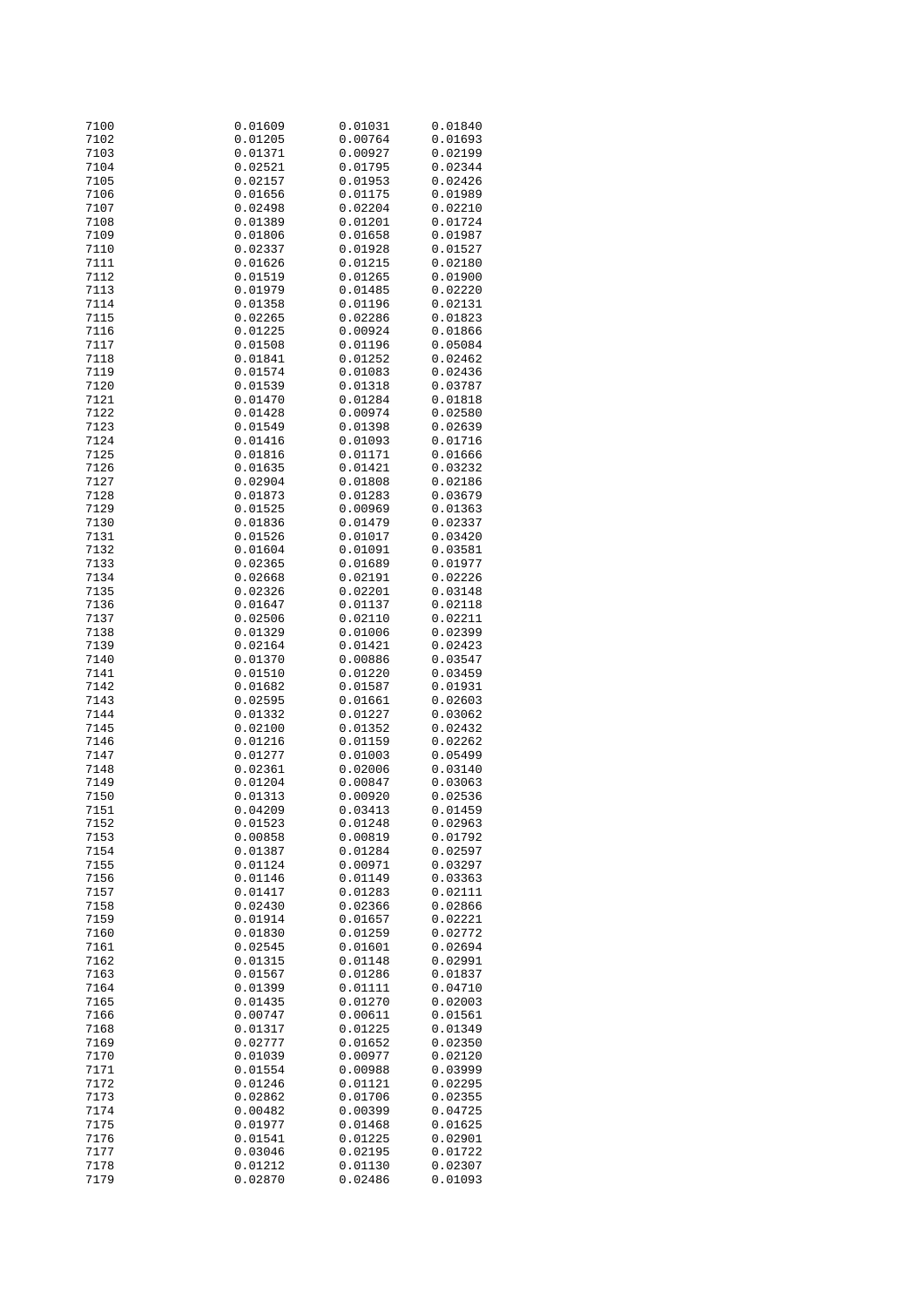| | | | |
|---|---|---|---|
| 7100 | 0.01609 | 0.01031 | 0.01840 |
| 7102 | 0.01205 | 0.00764 | 0.01693 |
| 7103 | 0.01371 | 0.00927 | 0.02199 |
| 7104 | 0.02521 | 0.01795 | 0.02344 |
| 7105 | 0.02157 | 0.01953 | 0.02426 |
| 7106 | 0.01656 | 0.01175 | 0.01989 |
| 7107 | 0.02498 | 0.02204 | 0.02210 |
| 7108 | 0.01389 | 0.01201 | 0.01724 |
| 7109 | 0.01806 | 0.01658 | 0.01987 |
| 7110 | 0.02337 | 0.01928 | 0.01527 |
| 7111 | 0.01626 | 0.01215 | 0.02180 |
| 7112 | 0.01519 | 0.01265 | 0.01900 |
| 7113 | 0.01979 | 0.01485 | 0.02220 |
| 7114 | 0.01358 | 0.01196 | 0.02131 |
| 7115 | 0.02265 | 0.02286 | 0.01823 |
| 7116 | 0.01225 | 0.00924 | 0.01866 |
| 7117 | 0.01508 | 0.01196 | 0.05084 |
| 7118 | 0.01841 | 0.01252 | 0.02462 |
| 7119 | 0.01574 | 0.01083 | 0.02436 |
| 7120 | 0.01539 | 0.01318 | 0.03787 |
| 7121 | 0.01470 | 0.01284 | 0.01818 |
| 7122 | 0.01428 | 0.00974 | 0.02580 |
| 7123 | 0.01549 | 0.01398 | 0.02639 |
| 7124 | 0.01416 | 0.01093 | 0.01716 |
| 7125 | 0.01816 | 0.01171 | 0.01666 |
| 7126 | 0.01635 | 0.01421 | 0.03232 |
| 7127 | 0.02904 | 0.01808 | 0.02186 |
| 7128 | 0.01873 | 0.01283 | 0.03679 |
| 7129 | 0.01525 | 0.00969 | 0.01363 |
| 7130 | 0.01836 | 0.01479 | 0.02337 |
| 7131 | 0.01526 | 0.01017 | 0.03420 |
| 7132 | 0.01604 | 0.01091 | 0.03581 |
| 7133 | 0.02365 | 0.01689 | 0.01977 |
| 7134 | 0.02668 | 0.02191 | 0.02226 |
| 7135 | 0.02326 | 0.02201 | 0.03148 |
| 7136 | 0.01647 | 0.01137 | 0.02118 |
| 7137 | 0.02506 | 0.02110 | 0.02211 |
| 7138 | 0.01329 | 0.01006 | 0.02399 |
| 7139 | 0.02164 | 0.01421 | 0.02423 |
| 7140 | 0.01370 | 0.00886 | 0.03547 |
| 7141 | 0.01510 | 0.01220 | 0.03459 |
| 7142 | 0.01682 | 0.01587 | 0.01931 |
| 7143 | 0.02595 | 0.01661 | 0.02603 |
| 7144 | 0.01332 | 0.01227 | 0.03062 |
| 7145 | 0.02100 | 0.01352 | 0.02432 |
| 7146 | 0.01216 | 0.01159 | 0.02262 |
| 7147 | 0.01277 | 0.01003 | 0.05499 |
| 7148 | 0.02361 | 0.02006 | 0.03140 |
| 7149 | 0.01204 | 0.00847 | 0.03063 |
| 7150 | 0.01313 | 0.00920 | 0.02536 |
| 7151 | 0.04209 | 0.03413 | 0.01459 |
| 7152 | 0.01523 | 0.01248 | 0.02963 |
| 7153 | 0.00858 | 0.00819 | 0.01792 |
| 7154 | 0.01387 | 0.01284 | 0.02597 |
| 7155 | 0.01124 | 0.00971 | 0.03297 |
| 7156 | 0.01146 | 0.01149 | 0.03363 |
| 7157 | 0.01417 | 0.01283 | 0.02111 |
| 7158 | 0.02430 | 0.02366 | 0.02866 |
| 7159 | 0.01914 | 0.01657 | 0.02221 |
| 7160 | 0.01830 | 0.01259 | 0.02772 |
| 7161 | 0.02545 | 0.01601 | 0.02694 |
| 7162 | 0.01315 | 0.01148 | 0.02991 |
| 7163 | 0.01567 | 0.01286 | 0.01837 |
| 7164 | 0.01399 | 0.01111 | 0.04710 |
| 7165 | 0.01435 | 0.01270 | 0.02003 |
| 7166 | 0.00747 | 0.00611 | 0.01561 |
| 7168 | 0.01317 | 0.01225 | 0.01349 |
| 7169 | 0.02777 | 0.01652 | 0.02350 |
| 7170 | 0.01039 | 0.00977 | 0.02120 |
| 7171 | 0.01554 | 0.00988 | 0.03999 |
| 7172 | 0.01246 | 0.01121 | 0.02295 |
| 7173 | 0.02862 | 0.01706 | 0.02355 |
| 7174 | 0.00482 | 0.00399 | 0.04725 |
| 7175 | 0.01977 | 0.01468 | 0.01625 |
| 7176 | 0.01541 | 0.01225 | 0.02901 |
| 7177 | 0.03046 | 0.02195 | 0.01722 |
| 7178 | 0.01212 | 0.01130 | 0.02307 |
| 7179 | 0.02870 | 0.02486 | 0.01093 |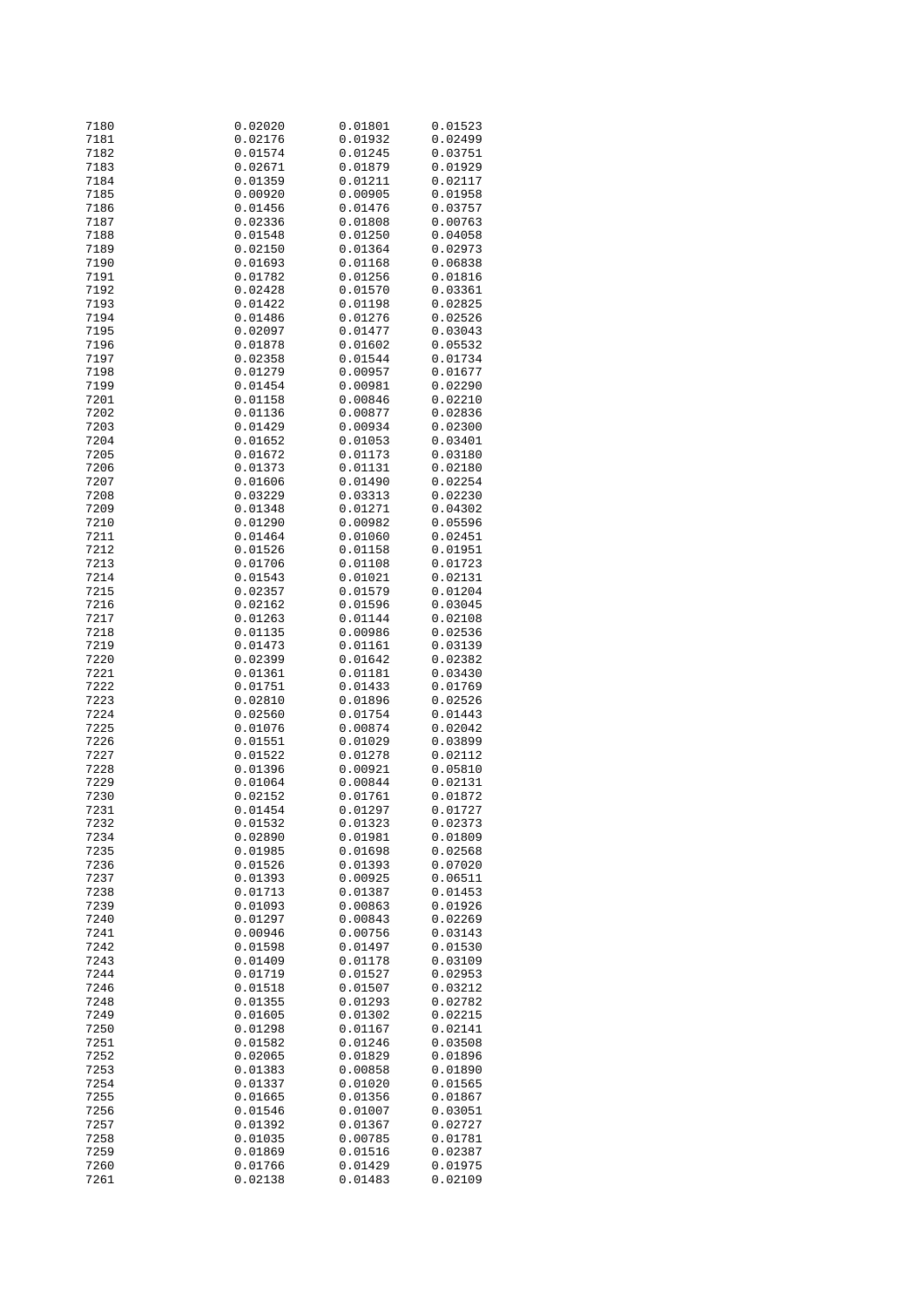| | | | |
|---|---|---|---|
| 7180 | 0.02020 | 0.01801 | 0.01523 |
| 7181 | 0.02176 | 0.01932 | 0.02499 |
| 7182 | 0.01574 | 0.01245 | 0.03751 |
| 7183 | 0.02671 | 0.01879 | 0.01929 |
| 7184 | 0.01359 | 0.01211 | 0.02117 |
| 7185 | 0.00920 | 0.00905 | 0.01958 |
| 7186 | 0.01456 | 0.01476 | 0.03757 |
| 7187 | 0.02336 | 0.01808 | 0.00763 |
| 7188 | 0.01548 | 0.01250 | 0.04058 |
| 7189 | 0.02150 | 0.01364 | 0.02973 |
| 7190 | 0.01693 | 0.01168 | 0.06838 |
| 7191 | 0.01782 | 0.01256 | 0.01816 |
| 7192 | 0.02428 | 0.01570 | 0.03361 |
| 7193 | 0.01422 | 0.01198 | 0.02825 |
| 7194 | 0.01486 | 0.01276 | 0.02526 |
| 7195 | 0.02097 | 0.01477 | 0.03043 |
| 7196 | 0.01878 | 0.01602 | 0.05532 |
| 7197 | 0.02358 | 0.01544 | 0.01734 |
| 7198 | 0.01279 | 0.00957 | 0.01677 |
| 7199 | 0.01454 | 0.00981 | 0.02290 |
| 7201 | 0.01158 | 0.00846 | 0.02210 |
| 7202 | 0.01136 | 0.00877 | 0.02836 |
| 7203 | 0.01429 | 0.00934 | 0.02300 |
| 7204 | 0.01652 | 0.01053 | 0.03401 |
| 7205 | 0.01672 | 0.01173 | 0.03180 |
| 7206 | 0.01373 | 0.01131 | 0.02180 |
| 7207 | 0.01606 | 0.01490 | 0.02254 |
| 7208 | 0.03229 | 0.03313 | 0.02230 |
| 7209 | 0.01348 | 0.01271 | 0.04302 |
| 7210 | 0.01290 | 0.00982 | 0.05596 |
| 7211 | 0.01464 | 0.01060 | 0.02451 |
| 7212 | 0.01526 | 0.01158 | 0.01951 |
| 7213 | 0.01706 | 0.01108 | 0.01723 |
| 7214 | 0.01543 | 0.01021 | 0.02131 |
| 7215 | 0.02357 | 0.01579 | 0.01204 |
| 7216 | 0.02162 | 0.01596 | 0.03045 |
| 7217 | 0.01263 | 0.01144 | 0.02108 |
| 7218 | 0.01135 | 0.00986 | 0.02536 |
| 7219 | 0.01473 | 0.01161 | 0.03139 |
| 7220 | 0.02399 | 0.01642 | 0.02382 |
| 7221 | 0.01361 | 0.01181 | 0.03430 |
| 7222 | 0.01751 | 0.01433 | 0.01769 |
| 7223 | 0.02810 | 0.01896 | 0.02526 |
| 7224 | 0.02560 | 0.01754 | 0.01443 |
| 7225 | 0.01076 | 0.00874 | 0.02042 |
| 7226 | 0.01551 | 0.01029 | 0.03899 |
| 7227 | 0.01522 | 0.01278 | 0.02112 |
| 7228 | 0.01396 | 0.00921 | 0.05810 |
| 7229 | 0.01064 | 0.00844 | 0.02131 |
| 7230 | 0.02152 | 0.01761 | 0.01872 |
| 7231 | 0.01454 | 0.01297 | 0.01727 |
| 7232 | 0.01532 | 0.01323 | 0.02373 |
| 7234 | 0.02890 | 0.01981 | 0.01809 |
| 7235 | 0.01985 | 0.01698 | 0.02568 |
| 7236 | 0.01526 | 0.01393 | 0.07020 |
| 7237 | 0.01393 | 0.00925 | 0.06511 |
| 7238 | 0.01713 | 0.01387 | 0.01453 |
| 7239 | 0.01093 | 0.00863 | 0.01926 |
| 7240 | 0.01297 | 0.00843 | 0.02269 |
| 7241 | 0.00946 | 0.00756 | 0.03143 |
| 7242 | 0.01598 | 0.01497 | 0.01530 |
| 7243 | 0.01409 | 0.01178 | 0.03109 |
| 7244 | 0.01719 | 0.01527 | 0.02953 |
| 7246 | 0.01518 | 0.01507 | 0.03212 |
| 7248 | 0.01355 | 0.01293 | 0.02782 |
| 7249 | 0.01605 | 0.01302 | 0.02215 |
| 7250 | 0.01298 | 0.01167 | 0.02141 |
| 7251 | 0.01582 | 0.01246 | 0.03508 |
| 7252 | 0.02065 | 0.01829 | 0.01896 |
| 7253 | 0.01383 | 0.00858 | 0.01890 |
| 7254 | 0.01337 | 0.01020 | 0.01565 |
| 7255 | 0.01665 | 0.01356 | 0.01867 |
| 7256 | 0.01546 | 0.01007 | 0.03051 |
| 7257 | 0.01392 | 0.01367 | 0.02727 |
| 7258 | 0.01035 | 0.00785 | 0.01781 |
| 7259 | 0.01869 | 0.01516 | 0.02387 |
| 7260 | 0.01766 | 0.01429 | 0.01975 |
| 7261 | 0.02138 | 0.01483 | 0.02109 |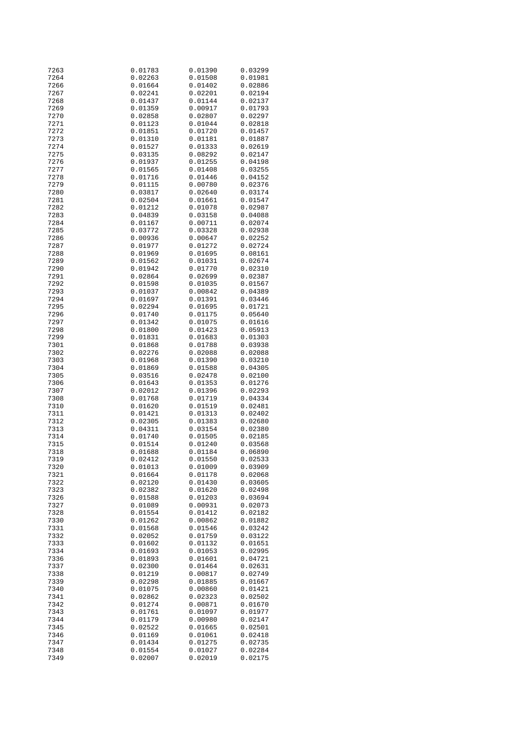| | | | |
|---|---|---|---|
| 7263 | 0.01783 | 0.01390 | 0.03299 |
| 7264 | 0.02263 | 0.01508 | 0.01981 |
| 7266 | 0.01664 | 0.01402 | 0.02886 |
| 7267 | 0.02241 | 0.02201 | 0.02194 |
| 7268 | 0.01437 | 0.01144 | 0.02137 |
| 7269 | 0.01359 | 0.00917 | 0.01793 |
| 7270 | 0.02858 | 0.02807 | 0.02297 |
| 7271 | 0.01123 | 0.01044 | 0.02818 |
| 7272 | 0.01851 | 0.01720 | 0.01457 |
| 7273 | 0.01310 | 0.01181 | 0.01887 |
| 7274 | 0.01527 | 0.01333 | 0.02619 |
| 7275 | 0.03135 | 0.08292 | 0.02147 |
| 7276 | 0.01937 | 0.01255 | 0.04198 |
| 7277 | 0.01565 | 0.01408 | 0.03255 |
| 7278 | 0.01716 | 0.01446 | 0.04152 |
| 7279 | 0.01115 | 0.00780 | 0.02376 |
| 7280 | 0.03817 | 0.02640 | 0.03174 |
| 7281 | 0.02504 | 0.01661 | 0.01547 |
| 7282 | 0.01212 | 0.01078 | 0.02987 |
| 7283 | 0.04839 | 0.03158 | 0.04088 |
| 7284 | 0.01167 | 0.00711 | 0.02074 |
| 7285 | 0.03772 | 0.03328 | 0.02938 |
| 7286 | 0.00936 | 0.00647 | 0.02252 |
| 7287 | 0.01977 | 0.01272 | 0.02724 |
| 7288 | 0.01969 | 0.01695 | 0.08161 |
| 7289 | 0.01562 | 0.01031 | 0.02674 |
| 7290 | 0.01942 | 0.01770 | 0.02310 |
| 7291 | 0.02864 | 0.02699 | 0.02387 |
| 7292 | 0.01598 | 0.01035 | 0.01567 |
| 7293 | 0.01037 | 0.00842 | 0.04389 |
| 7294 | 0.01697 | 0.01391 | 0.03446 |
| 7295 | 0.02294 | 0.01695 | 0.01721 |
| 7296 | 0.01740 | 0.01175 | 0.05640 |
| 7297 | 0.01342 | 0.01075 | 0.01616 |
| 7298 | 0.01800 | 0.01423 | 0.05913 |
| 7299 | 0.01831 | 0.01683 | 0.01303 |
| 7301 | 0.01868 | 0.01788 | 0.03938 |
| 7302 | 0.02276 | 0.02088 | 0.02088 |
| 7303 | 0.01968 | 0.01390 | 0.03210 |
| 7304 | 0.01869 | 0.01588 | 0.04305 |
| 7305 | 0.03516 | 0.02478 | 0.02100 |
| 7306 | 0.01643 | 0.01353 | 0.01276 |
| 7307 | 0.02012 | 0.01396 | 0.02293 |
| 7308 | 0.01768 | 0.01719 | 0.04334 |
| 7310 | 0.01620 | 0.01519 | 0.02481 |
| 7311 | 0.01421 | 0.01313 | 0.02402 |
| 7312 | 0.02305 | 0.01383 | 0.02680 |
| 7313 | 0.04311 | 0.03154 | 0.02380 |
| 7314 | 0.01740 | 0.01505 | 0.02185 |
| 7315 | 0.01514 | 0.01240 | 0.03568 |
| 7318 | 0.01688 | 0.01184 | 0.06890 |
| 7319 | 0.02412 | 0.01550 | 0.02533 |
| 7320 | 0.01013 | 0.01009 | 0.03909 |
| 7321 | 0.01664 | 0.01178 | 0.02068 |
| 7322 | 0.02120 | 0.01430 | 0.03605 |
| 7323 | 0.02382 | 0.01620 | 0.02498 |
| 7326 | 0.01588 | 0.01203 | 0.03694 |
| 7327 | 0.01089 | 0.00931 | 0.02073 |
| 7328 | 0.01554 | 0.01412 | 0.02182 |
| 7330 | 0.01262 | 0.00862 | 0.01882 |
| 7331 | 0.01568 | 0.01546 | 0.03242 |
| 7332 | 0.02052 | 0.01759 | 0.03122 |
| 7333 | 0.01602 | 0.01132 | 0.01651 |
| 7334 | 0.01693 | 0.01053 | 0.02995 |
| 7336 | 0.01893 | 0.01601 | 0.04721 |
| 7337 | 0.02300 | 0.01464 | 0.02631 |
| 7338 | 0.01219 | 0.00817 | 0.02749 |
| 7339 | 0.02298 | 0.01885 | 0.01667 |
| 7340 | 0.01075 | 0.00860 | 0.01421 |
| 7341 | 0.02862 | 0.02323 | 0.02502 |
| 7342 | 0.01274 | 0.00871 | 0.01670 |
| 7343 | 0.01761 | 0.01097 | 0.01977 |
| 7344 | 0.01179 | 0.00980 | 0.02147 |
| 7345 | 0.02522 | 0.01665 | 0.02501 |
| 7346 | 0.01169 | 0.01061 | 0.02418 |
| 7347 | 0.01434 | 0.01275 | 0.02735 |
| 7348 | 0.01554 | 0.01027 | 0.02284 |
| 7349 | 0.02007 | 0.02019 | 0.02175 |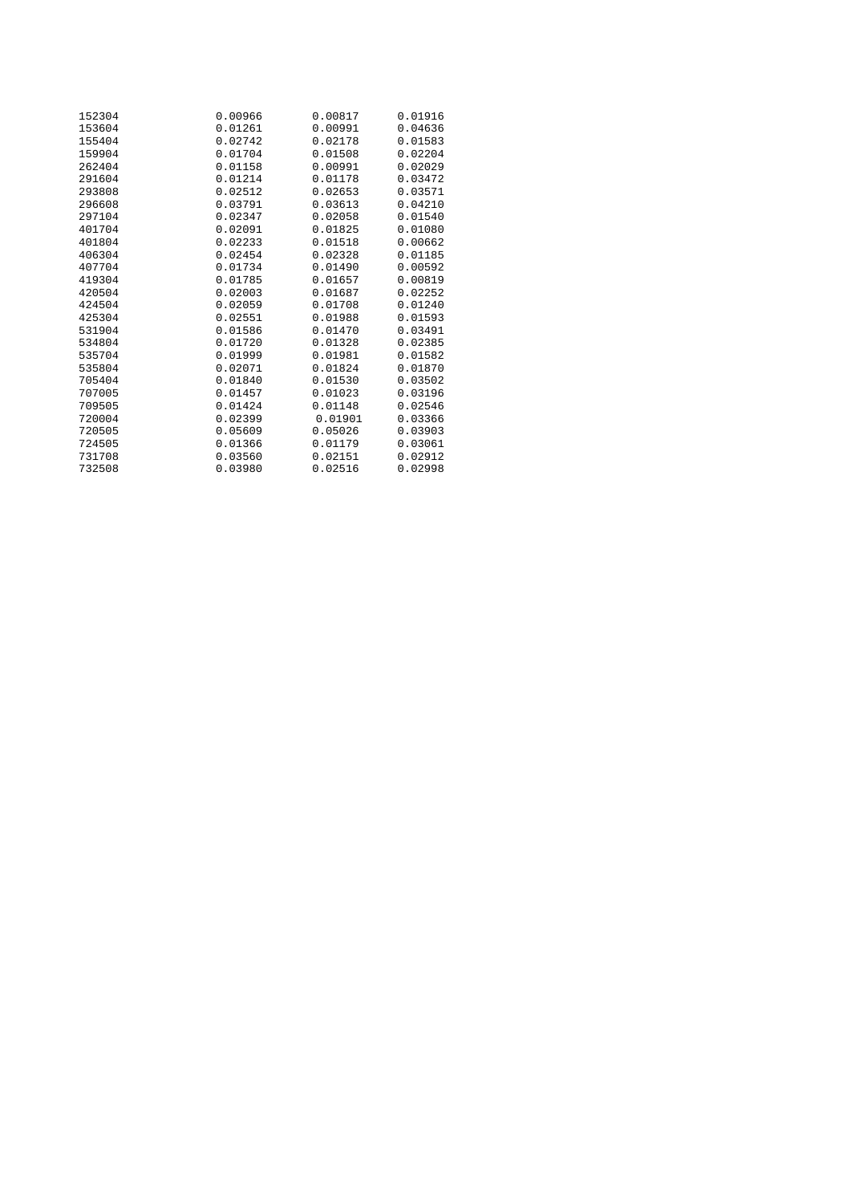| | | | |
|---|---|---|---|
| 152304 | 0.00966 | 0.00817 | 0.01916 |
| 153604 | 0.01261 | 0.00991 | 0.04636 |
| 155404 | 0.02742 | 0.02178 | 0.01583 |
| 159904 | 0.01704 | 0.01508 | 0.02204 |
| 262404 | 0.01158 | 0.00991 | 0.02029 |
| 291604 | 0.01214 | 0.01178 | 0.03472 |
| 293808 | 0.02512 | 0.02653 | 0.03571 |
| 296608 | 0.03791 | 0.03613 | 0.04210 |
| 297104 | 0.02347 | 0.02058 | 0.01540 |
| 401704 | 0.02091 | 0.01825 | 0.01080 |
| 401804 | 0.02233 | 0.01518 | 0.00662 |
| 406304 | 0.02454 | 0.02328 | 0.01185 |
| 407704 | 0.01734 | 0.01490 | 0.00592 |
| 419304 | 0.01785 | 0.01657 | 0.00819 |
| 420504 | 0.02003 | 0.01687 | 0.02252 |
| 424504 | 0.02059 | 0.01708 | 0.01240 |
| 425304 | 0.02551 | 0.01988 | 0.01593 |
| 531904 | 0.01586 | 0.01470 | 0.03491 |
| 534804 | 0.01720 | 0.01328 | 0.02385 |
| 535704 | 0.01999 | 0.01981 | 0.01582 |
| 535804 | 0.02071 | 0.01824 | 0.01870 |
| 705404 | 0.01840 | 0.01530 | 0.03502 |
| 707005 | 0.01457 | 0.01023 | 0.03196 |
| 709505 | 0.01424 | 0.01148 | 0.02546 |
| 720004 | 0.02399 | 0.01901 | 0.03366 |
| 720505 | 0.05609 | 0.05026 | 0.03903 |
| 724505 | 0.01366 | 0.01179 | 0.03061 |
| 731708 | 0.03560 | 0.02151 | 0.02912 |
| 732508 | 0.03980 | 0.02516 | 0.02998 |